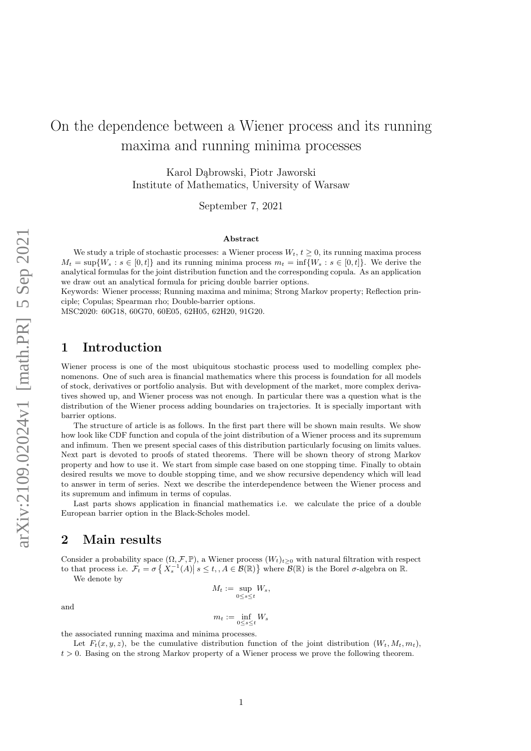# On the dependence between a Wiener process and its running maxima and running minima processes

Karol Dąbrowski, Piotr Jaworski
Institute of Mathematics, University of Warsaw

September 7, 2021

### Abstract

We study a triple of stochastic processes: a Wiener process $W_t$, $t \geq 0$, its running maxima process $M_t = \sup\{W_s : s \in [0,t]\}$ and its running minima process $m_t = \inf\{W_s : s \in [0,t]\}$. We derive the analytical formulas for the joint distribution function and the corresponding copula. As an application we draw out an analytical formula for pricing double barrier options.
Keywords: Wiener processs; Running maxima and minima; Strong Markov property; Reflection principle; Copulas; Spearman rho; Double-barrier options.
MSC2020: 60G18, 60G70, 60E05, 62H05, 62H20, 91G20.

## 1 Introduction

Wiener process is one of the most ubiquitous stochastic process used to modelling complex phenomenons. One of such area is financial mathematics where this process is foundation for all models of stock, derivatives or portfolio analysis. But with development of the market, more complex derivatives showed up, and Wiener process was not enough. In particular there was a question what is the distribution of the Wiener process adding boundaries on trajectories. It is specially important with barrier options.

The structure of article is as follows. In the first part there will be shown main results. We show how look like CDF function and copula of the joint distribution of a Wiener process and its supremum and infimum. Then we present special cases of this distribution particularly focusing on limits values. Next part is devoted to proofs of stated theorems. There will be shown theory of strong Markov property and how to use it. We start from simple case based on one stopping time. Finally to obtain desired results we move to double stopping time, and we show recursive dependency which will lead to answer in term of series. Next we describe the interdependence between the Wiener process and its supremum and infimum in terms of copulas.

Last parts shows application in financial mathematics i.e. we calculate the price of a double European barrier option in the Black-Scholes model.

## 2 Main results

Consider a probability space $(\Omega, \mathcal{F}, \mathbb{P})$, a Wiener process $(W_t)_{t\geq 0}$ with natural filtration with respect to that process i.e. $\mathcal{F}_t = \sigma\left\{ X_s^{-1}(A) \middle| \, s \leq t, , A \in \mathcal{B}(\mathbb{R}) \right\}$ where $\mathcal{B}(\mathbb{R})$ is the Borel $\sigma$-algebra on $\mathbb{R}$.

We denote by

$$M_t := \sup_{0 \leq s \leq t} W_s,$$

and

$$m_t := \inf_{0 \leq s \leq t} W_s$$

the associated running maxima and minima processes.

Let $F_t(x,y,z)$, be the cumulative distribution function of the joint distribution $(W_t, M_t, m_t)$, $t > 0$. Basing on the strong Markov property of a Wiener process we prove the following theorem.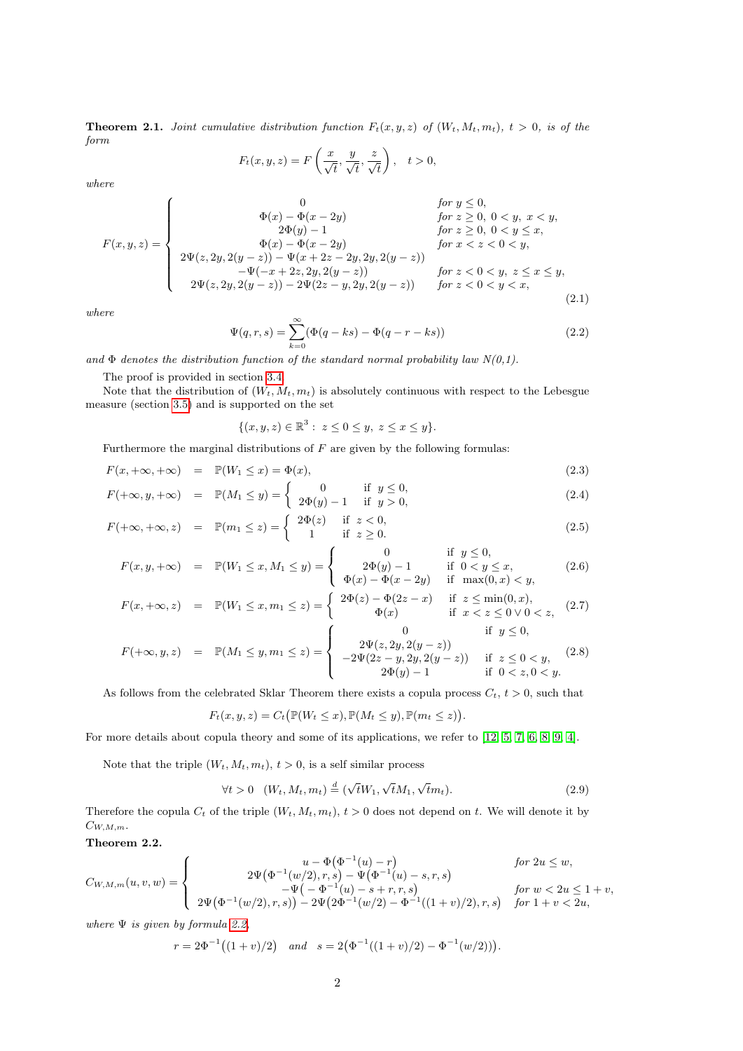**Theorem 2.1.** *Joint cumulative distribution function $F_t(x,y,z)$ of $(W_t, M_t, m_t)$, $t>0$, is of the form*

$$F_t(x,y,z) = F\left(\frac{x}{\sqrt{t}}, \frac{y}{\sqrt{t}}, \frac{z}{\sqrt{t}}\right), \quad t>0,$$

*where*

$$F(x,y,z) = \begin{cases} 0 & \text{for } y \le 0, \\ \Phi(x) - \Phi(x-2y) & \text{for } z \ge 0,\ 0<y,\ x<y, \\ 2\Phi(y) - 1 & \text{for } z \ge 0,\ 0<y \le x, \\ \Phi(x) - \Phi(x-2y) & \text{for } x<z<0<y, \\ 2\Psi(z,2y,2(y-z)) - \Psi(x+2z-2y,2y,2(y-z)) & \\ \quad -\Psi(-x+2z,2y,2(y-z)) & \text{for } z<0<y,\ z \le x \le y, \\ 2\Psi(z,2y,2(y-z)) - 2\Psi(2z-y,2y,2(y-z)) & \text{for } z<0<y<x, \end{cases} \tag{2.1}$$

*where*

$$\Psi(q,r,s) = \sum_{k=0}^{\infty} (\Phi(q-ks) - \Phi(q-r-ks)) \tag{2.2}$$

*and $\Phi$ denotes the distribution function of the standard normal probability law N(0,1).*

The proof is provided in section 3.4.

Note that the distribution of $(W_t, M_t, m_t)$ is absolutely continuous with respect to the Lebesgue measure (section 3.5) and is supported on the set

$$\{(x,y,z) \in \mathbb{R}^3 : \ z \le 0 \le y,\ z \le x \le y\}.$$

Furthermore the marginal distributions of $F$ are given by the following formulas:

$$F(x,+\infty,+\infty) = \mathbb{P}(W_1 \le x) = \Phi(x), \tag{2.3}$$

$$F(+\infty,y,+\infty) = \mathbb{P}(M_1 \le y) = \begin{cases} 0 & \text{if } y \le 0, \\ 2\Phi(y) - 1 & \text{if } y > 0, \end{cases} \tag{2.4}$$

$$F(+\infty,+\infty,z) = \mathbb{P}(m_1 \le z) = \begin{cases} 2\Phi(z) & \text{if } z<0, \\ 1 & \text{if } z \ge 0. \end{cases} \tag{2.5}$$

$$F(x,y,+\infty) = \mathbb{P}(W_1 \le x, M_1 \le y) = \begin{cases} 0 & \text{if } y \le 0, \\ 2\Phi(y) - 1 & \text{if } 0<y \le x, \\ \Phi(x) - \Phi(x-2y) & \text{if } \max(0,x)<y, \end{cases} \tag{2.6}$$

$$F(x,+\infty,z) = \mathbb{P}(W_1 \le x, m_1 \le z) = \begin{cases} 2\Phi(z) - \Phi(2z-x) & \text{if } z \le \min(0,x), \\ \Phi(x) & \text{if } x<z \le 0 \vee 0<z, \end{cases} \tag{2.7}$$

$$F(+\infty,y,z) = \mathbb{P}(M_1 \le y, m_1 \le z) = \begin{cases} 0 & \text{if } y \le 0, \\ 2\Psi(z,2y,2(y-z)) & \\ -2\Psi(2z-y,2y,2(y-z)) & \text{if } z \le 0<y, \\ 2\Phi(y) - 1 & \text{if } 0<z, 0<y. \end{cases} \tag{2.8}$$

As follows from the celebrated Sklar Theorem there exists a copula process $C_t$, $t>0$, such that

$$F_t(x,y,z) = C_t\big(\mathbb{P}(W_t \le x), \mathbb{P}(M_t \le y), \mathbb{P}(m_t \le z)\big).$$

For more details about copula theory and some of its applications, we refer to [12, 5, 7, 6, 8, 9, 4].

Note that the triple $(W_t, M_t, m_t)$, $t>0$, is a self similar process

$$\forall t>0 \quad (W_t, M_t, m_t) \stackrel{d}{=} (\sqrt{t}W_1, \sqrt{t}M_1, \sqrt{t}m_1). \tag{2.9}$$

Therefore the copula $C_t$ of the triple $(W_t, M_t, m_t)$, $t>0$ does not depend on $t$. We will denote it by $C_{W,M,m}$.

**Theorem 2.2.**

$$C_{W,M,m}(u,v,w) = \begin{cases} u - \Phi\big(\Phi^{-1}(u) - r\big) & \text{for } 2u \le w, \\ 2\Psi\big(\Phi^{-1}(w/2),r,s\big) - \Psi\big(\Phi^{-1}(u) - s,r,s\big) & \\ -\Psi\big(-\Phi^{-1}(u) - s + r,r,s\big) & \text{for } w<2u \le 1+v, \\ 2\Psi\big(\Phi^{-1}(w/2),r,s)\big) - 2\Psi\big(2\Phi^{-1}(w/2) - \Phi^{-1}((1+v)/2),r,s\big) & \text{for } 1+v<2u, \end{cases}$$

where $\Psi$ is given by formula 2.2,

$$r = 2\Phi^{-1}\big((1+v)/2\big) \quad \text{and} \quad s = 2\big(\Phi^{-1}((1+v)/2) - \Phi^{-1}(w/2)\big).$$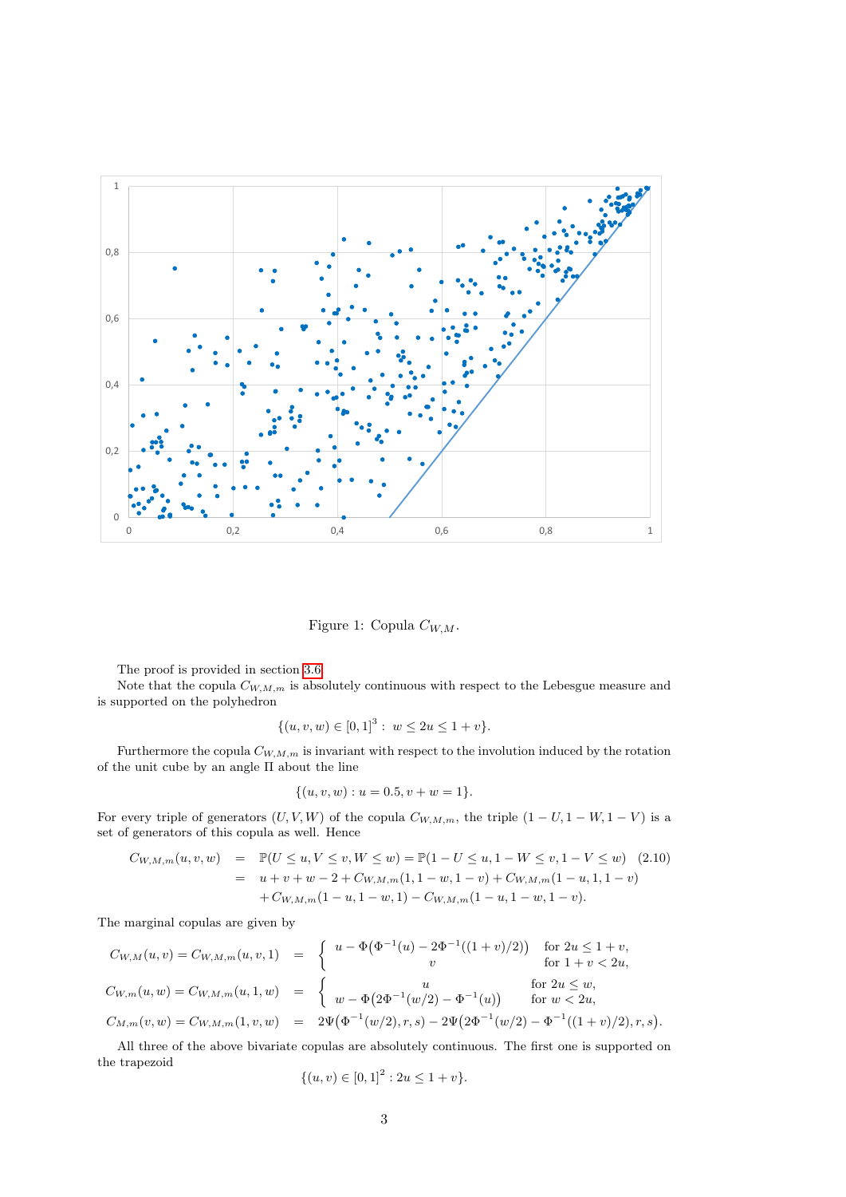Figure 1: Copula $C_{W,M}$.

The proof is provided in section 3.6.

Note that the copula $C_{W,M,m}$ is absolutely continuous with respect to the Lebesgue measure and is supported on the polyhedron

$$\{(u,v,w) \in [0,1]^3 : \; w \le 2u \le 1+v\}.$$

Furthermore the copula $C_{W,M,m}$ is invariant with respect to the involution induced by the rotation of the unit cube by an angle $\Pi$ about the line

$$\{(u,v,w) : u = 0.5, v + w = 1\}.$$

For every triple of generators $(U, V, W)$ of the copula $C_{W,M,m}$, the triple $(1-U, 1-W, 1-V)$ is a set of generators of this copula as well. Hence

$$\begin{aligned} C_{W,M,m}(u,v,w) &= \mathbb{P}(U \le u, V \le v, W \le w) = \mathbb{P}(1-U \le u, 1-W \le v, 1-V \le w) \quad (2.10)\\ &= u+v+w-2+C_{W,M,m}(1,1-w,1-v)+C_{W,M,m}(1-u,1,1-v)\\ &\quad +C_{W,M,m}(1-u,1-w,1)-C_{W,M,m}(1-u,1-w,1-v). \end{aligned}$$

The marginal copulas are given by

$$\begin{aligned} C_{W,M}(u,v) = C_{W,M,m}(u,v,1) &= \begin{cases} u - \Phi\big(\Phi^{-1}(u) - 2\Phi^{-1}((1+v)/2)\big) & \text{for } 2u \le 1+v,\\ v & \text{for } 1+v < 2u, \end{cases}\\ C_{W,m}(u,w) = C_{W,M,m}(u,1,w) &= \begin{cases} u & \text{for } 2u \le w,\\ w - \Phi\big(2\Phi^{-1}(w/2) - \Phi^{-1}(u)\big) & \text{for } w < 2u, \end{cases}\\ C_{M,m}(v,w) = C_{W,M,m}(1,v,w) &= 2\Psi\big(\Phi^{-1}(w/2), r, s\big) - 2\Psi\big(2\Phi^{-1}(w/2) - \Phi^{-1}((1+v)/2), r, s\big). \end{aligned}$$

All three of the above bivariate copulas are absolutely continuous. The first one is supported on the trapezoid

$$\{(u,v) \in [0,1]^2 : 2u \le 1+v\}.$$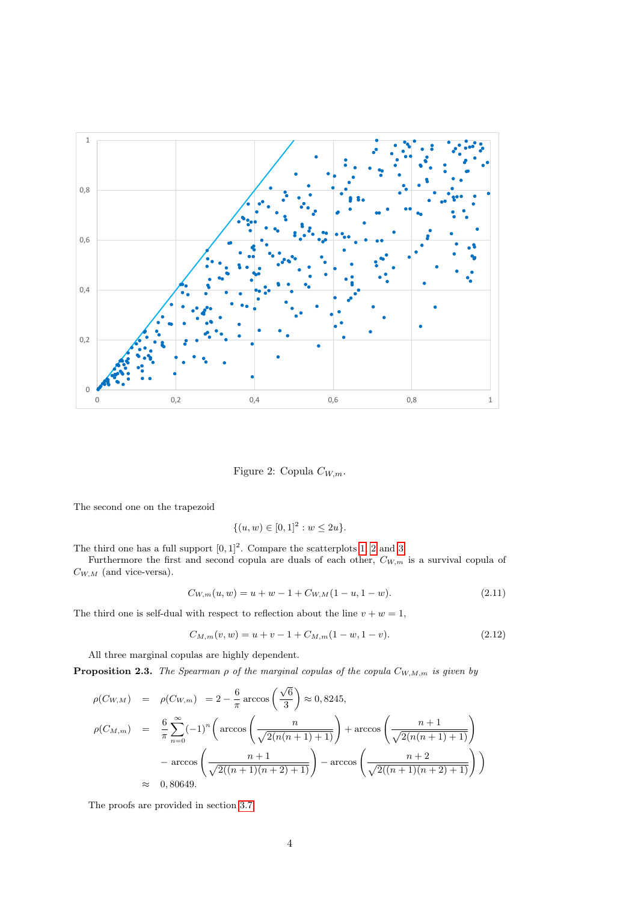Figure 2: Copula $C_{W,m}$.

The second one on the trapezoid

$$\{(u,w) \in [0,1]^2 : w \leq 2u\}.$$

The third one has a full support $[0,1]^2$. Compare the scatterplots 1, 2 and 3.

Furthermore the first and second copula are duals of each other, $C_{W,m}$ is a survival copula of $C_{W,M}$ (and vice-versa).

$$C_{W,m}(u,w) = u + w - 1 + C_{W,M}(1-u, 1-w). \tag{2.11}$$

The third one is self-dual with respect to reflection about the line $v + w = 1$,

$$C_{M,m}(v,w) = u + v - 1 + C_{M,m}(1-w, 1-v). \tag{2.12}$$

All three marginal copulas are highly dependent.

**Proposition 2.3.** *The Spearman $\rho$ of the marginal copulas of the copula $C_{W,M,m}$ is given by*

$$\begin{aligned}
\rho(C_{W,M}) &= \rho(C_{W,m}) = 2 - \frac{6}{\pi} \arccos\left(\frac{\sqrt{6}}{3}\right) \approx 0,8245, \\
\rho(C_{M,m}) &= \frac{6}{\pi} \sum_{n=0}^{\infty} (-1)^n \Bigg( \arccos\left(\frac{n}{\sqrt{2(n(n+1)+1)}}\right) + \arccos\left(\frac{n+1}{\sqrt{2(n(n+1)+1)}}\right) \\
&\quad - \arccos\left(\frac{n+1}{\sqrt{2((n+1)(n+2)+1)}}\right) - \arccos\left(\frac{n+2}{\sqrt{2((n+1)(n+2)+1)}}\right) \Bigg) \\
&\approx 0,80649.
\end{aligned}$$

The proofs are provided in section 3.7.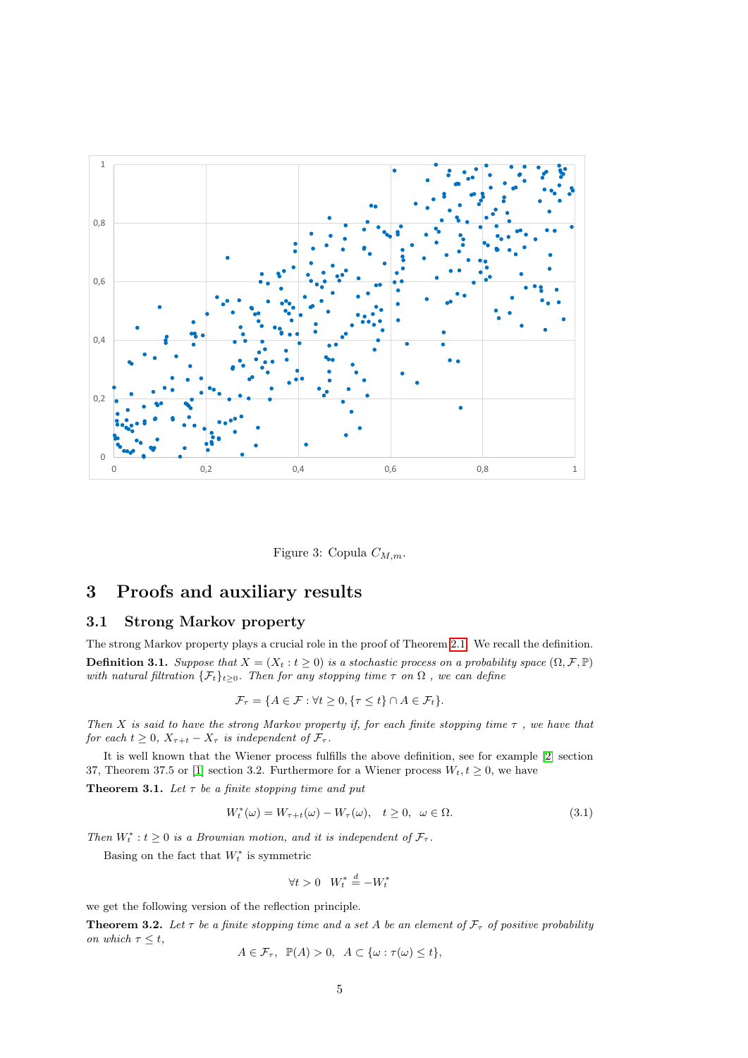Figure 3: Copula $C_{M,m}$.

## 3 Proofs and auxiliary results

### 3.1 Strong Markov property

The strong Markov property plays a crucial role in the proof of Theorem 2.1. We recall the definition.

**Definition 3.1.** *Suppose that $X = (X_t : t \geq 0)$ is a stochastic process on a probability space $(\Omega, \mathcal{F}, \mathbb{P})$ with natural filtration $\{\mathcal{F}_t\}_{t\geq 0}$. Then for any stopping time $\tau$ on $\Omega$ , we can define*

$$\mathcal{F}_\tau = \{A \in \mathcal{F} : \forall t \geq 0, \{\tau \leq t\} \cap A \in \mathcal{F}_t\}.$$

*Then $X$ is said to have the strong Markov property if, for each finite stopping time $\tau$ , we have that for each $t \geq 0$, $X_{\tau+t} - X_\tau$ is independent of $\mathcal{F}_\tau$.*

It is well known that the Wiener process fulfills the above definition, see for example [2] section 37, Theorem 37.5 or [1] section 3.2. Furthermore for a Wiener process $W_t, t \geq 0$, we have

**Theorem 3.1.** *Let $\tau$ be a finite stopping time and put*

$$W_t^*(\omega) = W_{\tau+t}(\omega) - W_\tau(\omega), \quad t \geq 0, \quad \omega \in \Omega. \tag{3.1}$$

*Then $W_t^* : t \geq 0$ is a Brownian motion, and it is independent of $\mathcal{F}_\tau$.*

Basing on the fact that $W_t^*$ is symmetric

$$\forall t > 0 \quad W_t^* \stackrel{d}{=} -W_t^*$$

we get the following version of the reflection principle.

**Theorem 3.2.** *Let $\tau$ be a finite stopping time and a set $A$ be an element of $\mathcal{F}_\tau$ of positive probability on which $\tau \leq t$,*

$$A \in \mathcal{F}_\tau, \ \ \mathbb{P}(A) > 0, \ \ A \subset \{\omega : \tau(\omega) \leq t\},$$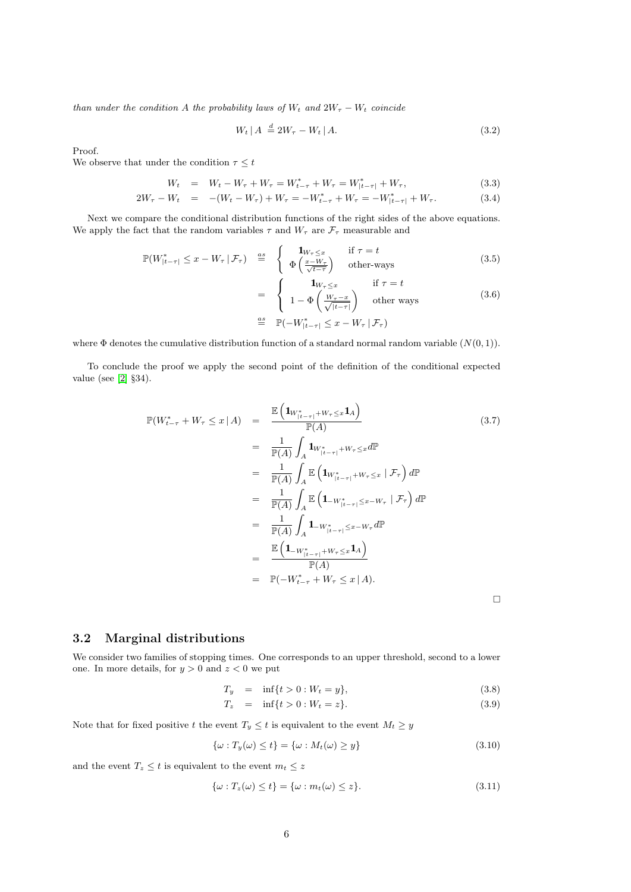*than under the condition $A$ the probability laws of $W_t$ and $2W_\tau - W_t$ coincide*

$$W_t \,|\, A \stackrel{d}{=} 2W_\tau - W_t \,|\, A. \tag{3.2}$$

Proof.
We observe that under the condition $\tau \leq t$

$$\begin{aligned} W_t &= W_t - W_\tau + W_\tau = W^*_{t-\tau} + W_\tau = W^*_{|t-\tau|} + W_\tau, & (3.3)\\ 2W_\tau - W_t &= -(W_t - W_\tau) + W_\tau = -W^*_{t-\tau} + W_\tau = -W^*_{|t-\tau|} + W_\tau. & (3.4)\end{aligned}$$

Next we compare the conditional distribution functions of the right sides of the above equations. We apply the fact that the random variables $\tau$ and $W_\tau$ are $\mathcal{F}_\tau$ measurable and

$$\begin{aligned} \mathbb{P}(W^*_{|t-\tau|} \leq x - W_\tau \,|\, \mathcal{F}_\tau) &\stackrel{as}{=} \begin{cases} \mathbf{1}_{W_\tau \leq x} & \text{if } \tau = t \\ \Phi\left(\frac{x - W_\tau}{\sqrt{t-\tau}}\right) & \text{other-ways} \end{cases} & (3.5)\\ &= \begin{cases} \mathbf{1}_{W_\tau \leq x} & \text{if } \tau = t \\ 1 - \Phi\left(\frac{W_\tau - x}{\sqrt{|t-\tau|}}\right) & \text{other ways} \end{cases} & (3.6)\\ &\stackrel{as}{=} \mathbb{P}(-W^*_{|t-\tau|} \leq x - W_\tau \,|\, \mathcal{F}_\tau) \end{aligned}$$

where $\Phi$ denotes the cumulative distribution function of a standard normal random variable ($N(0,1)$).

To conclude the proof we apply the second point of the definition of the conditional expected value (see [2] §34).

$$\begin{aligned} \mathbb{P}(W^*_{t-\tau} + W_\tau \leq x \,|\, A) &= \frac{\mathbb{E}\left(\mathbf{1}_{W^*_{|t-\tau|} + W_\tau \leq x} \mathbf{1}_A\right)}{\mathbb{P}(A)} & (3.7)\\ &= \frac{1}{\mathbb{P}(A)} \int_A \mathbf{1}_{W^*_{|t-\tau|} + W_\tau \leq x} d\mathbb{P} \\ &= \frac{1}{\mathbb{P}(A)} \int_A \mathbb{E}\left(\mathbf{1}_{W^*_{|t-\tau|} + W_\tau \leq x} \mid \mathcal{F}_\tau\right) d\mathbb{P} \\ &= \frac{1}{\mathbb{P}(A)} \int_A \mathbb{E}\left(\mathbf{1}_{-W^*_{|t-\tau|} \leq x - W_\tau} \mid \mathcal{F}_\tau\right) d\mathbb{P} \\ &= \frac{1}{\mathbb{P}(A)} \int_A \mathbf{1}_{-W^*_{|t-\tau|} \leq x - W_\tau} d\mathbb{P} \\ &= \frac{\mathbb{E}\left(\mathbf{1}_{-W^*_{|t-\tau|} + W_\tau \leq x} \mathbf{1}_A\right)}{\mathbb{P}(A)} \\ &= \mathbb{P}(-W^*_{t-\tau} + W_\tau \leq x \,|\, A). \end{aligned}$$

□

## 3.2 Marginal distributions

We consider two families of stopping times. One corresponds to an upper threshold, second to a lower one. In more details, for $y > 0$ and $z < 0$ we put

$$\begin{aligned} T_y &= \inf\{t > 0 : W_t = y\}, & (3.8)\\ T_z &= \inf\{t > 0 : W_t = z\}. & (3.9)\end{aligned}$$

Note that for fixed positive $t$ the event $T_y \leq t$ is equivalent to the event $M_t \geq y$

$$\{\omega : T_y(\omega) \leq t\} = \{\omega : M_t(\omega) \geq y\} \tag{3.10}$$

and the event $T_z \leq t$ is equivalent to the event $m_t \leq z$

$$\{\omega : T_z(\omega) \leq t\} = \{\omega : m_t(\omega) \leq z\}. \tag{3.11}$$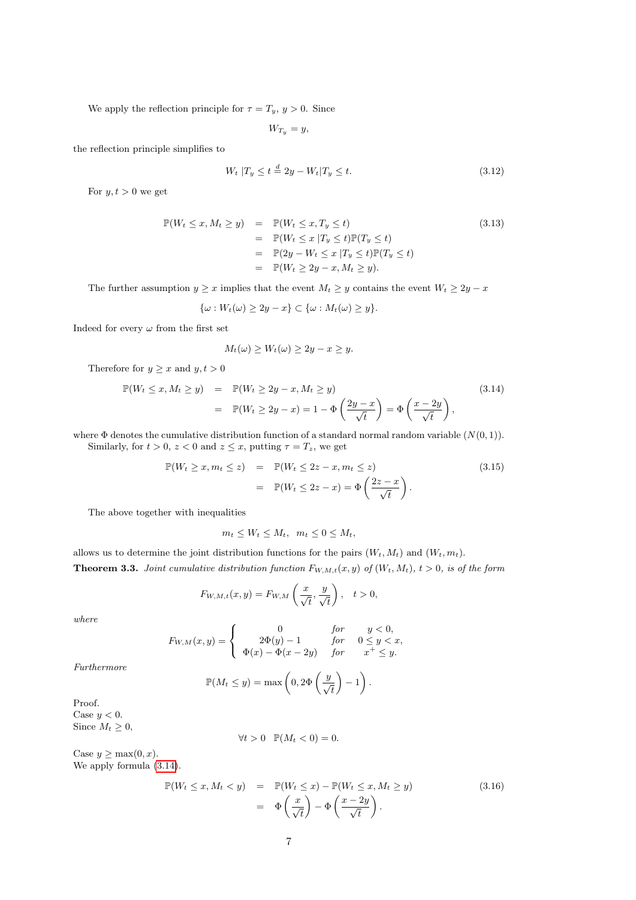We apply the reflection principle for $\tau = T_y$, $y > 0$. Since

$$W_{T_y} = y,$$

the reflection principle simplifies to

$$W_t \,|T_y \leq t \stackrel{d}{=} 2y - W_t | T_y \leq t. \tag{3.12}$$

For $y, t > 0$ we get

$$\begin{aligned}
\mathbb{P}(W_t \leq x, M_t \geq y) &= \mathbb{P}(W_t \leq x, T_y \leq t) \\
&= \mathbb{P}(W_t \leq x \,|T_y \leq t)\mathbb{P}(T_y \leq t) \\
&= \mathbb{P}(2y - W_t \leq x \,|T_y \leq t)\mathbb{P}(T_y \leq t) \\
&= \mathbb{P}(W_t \geq 2y - x, M_t \geq y).
\end{aligned} \tag{3.13}$$

The further assumption $y \geq x$ implies that the event $M_t \geq y$ contains the event $W_t \geq 2y - x$

$$\{\omega : W_t(\omega) \geq 2y - x\} \subset \{\omega : M_t(\omega) \geq y\}.$$

Indeed for every $\omega$ from the first set

$$M_t(\omega) \geq W_t(\omega) \geq 2y - x \geq y.$$

Therefore for $y \geq x$ and $y, t > 0$

$$\begin{aligned}
\mathbb{P}(W_t \leq x, M_t \geq y) &= \mathbb{P}(W_t \geq 2y - x, M_t \geq y) \\
&= \mathbb{P}(W_t \geq 2y - x) = 1 - \Phi\left(\frac{2y - x}{\sqrt{t}}\right) = \Phi\left(\frac{x - 2y}{\sqrt{t}}\right),
\end{aligned} \tag{3.14}$$

where $\Phi$ denotes the cumulative distribution function of a standard normal random variable ($N(0,1)$).

Similarly, for $t > 0$, $z < 0$ and $z \leq x$, putting $\tau = T_z$, we get

$$\begin{aligned}
\mathbb{P}(W_t \geq x, m_t \leq z) &= \mathbb{P}(W_t \leq 2z - x, m_t \leq z) \\
&= \mathbb{P}(W_t \leq 2z - x) = \Phi\left(\frac{2z - x}{\sqrt{t}}\right).
\end{aligned} \tag{3.15}$$

The above together with inequalities

$$m_t \leq W_t \leq M_t, \;\; m_t \leq 0 \leq M_t,$$

allows us to determine the joint distribution functions for the pairs $(W_t, M_t)$ and $(W_t, m_t)$.

**Theorem 3.3.** *Joint cumulative distribution function $F_{W,M,t}(x, y)$ of $(W_t, M_t)$, $t > 0$, is of the form*

$$F_{W,M,t}(x, y) = F_{W,M}\left(\frac{x}{\sqrt{t}}, \frac{y}{\sqrt{t}}\right), \quad t > 0,$$

*where*

$$F_{W,M}(x, y) = \begin{cases} 0 & \text{for} \quad y < 0, \\ 2\Phi(y) - 1 & \text{for} \quad 0 \leq y < x, \\ \Phi(x) - \Phi(x - 2y) & \text{for} \quad x^+ \leq y. \end{cases}$$

*Furthermore*

$$\mathbb{P}(M_t \leq y) = \max\left(0, 2\Phi\left(\frac{y}{\sqrt{t}}\right) - 1\right).$$

Proof.
Case $y < 0$.
Since $M_t \geq 0$,

$$\forall t > 0 \;\; \mathbb{P}(M_t < 0) = 0.$$

Case $y \geq \max(0, x)$.
We apply formula (3.14).

$$\begin{aligned}
\mathbb{P}(W_t \leq x, M_t < y) &= \mathbb{P}(W_t \leq x) - \mathbb{P}(W_t \leq x, M_t \geq y) \\
&= \Phi\left(\frac{x}{\sqrt{t}}\right) - \Phi\left(\frac{x - 2y}{\sqrt{t}}\right).
\end{aligned} \tag{3.16}$$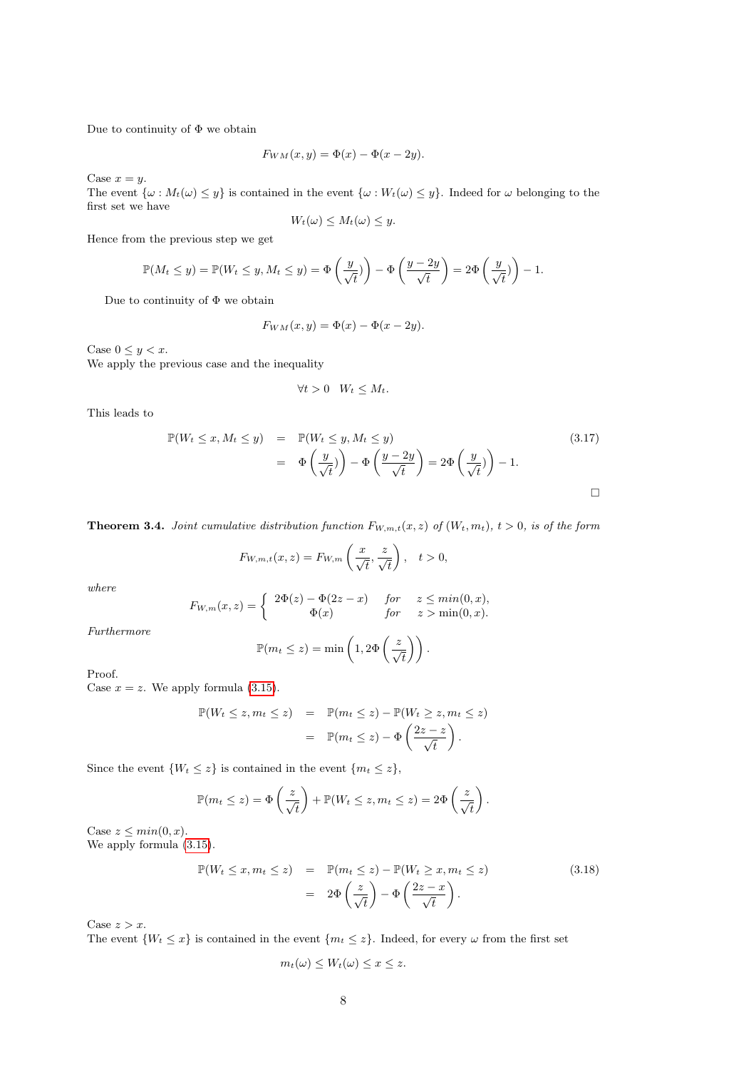Due to continuity of $\Phi$ we obtain

$$F_{WM}(x,y) = \Phi(x) - \Phi(x-2y).$$

Case $x = y$.
The event $\{\omega : M_t(\omega) \le y\}$ is contained in the event $\{\omega : W_t(\omega) \le y\}$. Indeed for $\omega$ belonging to the first set we have

$$W_t(\omega) \le M_t(\omega) \le y.$$

Hence from the previous step we get

$$\mathbb{P}(M_t \le y) = \mathbb{P}(W_t \le y, M_t \le y) = \Phi\left(\frac{y}{\sqrt{t}})\right) - \Phi\left(\frac{y-2y}{\sqrt{t}}\right) = 2\Phi\left(\frac{y}{\sqrt{t}})\right) - 1.$$

Due to continuity of $\Phi$ we obtain

$$F_{WM}(x,y) = \Phi(x) - \Phi(x-2y).$$

Case $0 \le y < x$.
We apply the previous case and the inequality

$$\forall t > 0 \quad W_t \le M_t.$$

This leads to

$$\begin{aligned}
\mathbb{P}(W_t \le x, M_t \le y) &= \mathbb{P}(W_t \le y, M_t \le y) \\
&= \Phi\left(\frac{y}{\sqrt{t}})\right) - \Phi\left(\frac{y-2y}{\sqrt{t}}\right) = 2\Phi\left(\frac{y}{\sqrt{t}})\right) - 1.
\end{aligned} \tag{3.17}$$

□

**Theorem 3.4.** *Joint cumulative distribution function $F_{W,m,t}(x,z)$ of $(W_t, m_t)$, $t > 0$, is of the form*

$$F_{W,m,t}(x,z) = F_{W,m}\left(\frac{x}{\sqrt{t}}, \frac{z}{\sqrt{t}}\right), \quad t > 0,$$

*where*

$$F_{W,m}(x,z) = \begin{cases} 2\Phi(z) - \Phi(2z - x) & \text{for} \quad z \le min(0,x), \\ \Phi(x) & \text{for} \quad z > \min(0,x). \end{cases}$$

*Furthermore*

$$\mathbb{P}(m_t \le z) = \min\left(1, 2\Phi\left(\frac{z}{\sqrt{t}}\right)\right).$$

Proof.
Case $x = z$. We apply formula (3.15).

$$\begin{aligned}
\mathbb{P}(W_t \le z, m_t \le z) &= \mathbb{P}(m_t \le z) - \mathbb{P}(W_t \ge z, m_t \le z) \\
&= \mathbb{P}(m_t \le z) - \Phi\left(\frac{2z - z}{\sqrt{t}}\right).
\end{aligned}$$

Since the event $\{W_t \le z\}$ is contained in the event $\{m_t \le z\}$,

$$\mathbb{P}(m_t \le z) = \Phi\left(\frac{z}{\sqrt{t}}\right) + \mathbb{P}(W_t \le z, m_t \le z) = 2\Phi\left(\frac{z}{\sqrt{t}}\right).$$

Case $z \le min(0,x)$.
We apply formula (3.15).

$$\begin{aligned}
\mathbb{P}(W_t \le x, m_t \le z) &= \mathbb{P}(m_t \le z) - \mathbb{P}(W_t \ge x, m_t \le z) \\
&= 2\Phi\left(\frac{z}{\sqrt{t}}\right) - \Phi\left(\frac{2z - x}{\sqrt{t}}\right).
\end{aligned} \tag{3.18}$$

Case $z > x$.
The event $\{W_t \le x\}$ is contained in the event $\{m_t \le z\}$. Indeed, for every $\omega$ from the first set

$$m_t(\omega) \le W_t(\omega) \le x \le z.$$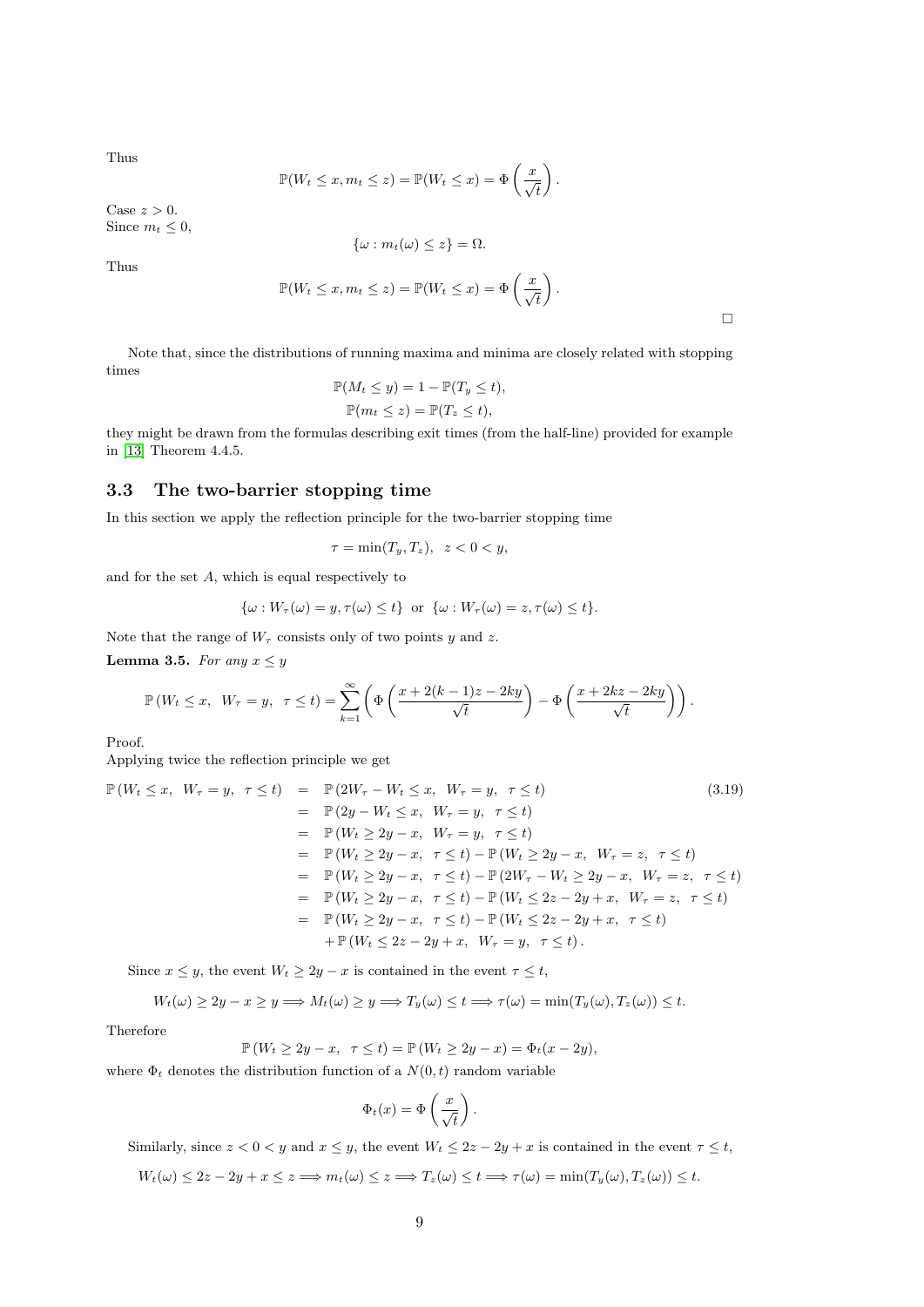Thus

$$\mathbb{P}(W_t \le x, m_t \le z) = \mathbb{P}(W_t \le x) = \Phi\left(\frac{x}{\sqrt{t}}\right).$$

Case $z > 0$.
Since $m_t \le 0$,

$$\{\omega : m_t(\omega) \le z\} = \Omega.$$

Thus

$$\mathbb{P}(W_t \le x, m_t \le z) = \mathbb{P}(W_t \le x) = \Phi\left(\frac{x}{\sqrt{t}}\right).$$

□

Note that, since the distributions of running maxima and minima are closely related with stopping times

$$\mathbb{P}(M_t \le y) = 1 - \mathbb{P}(T_y \le t),$$
$$\mathbb{P}(m_t \le z) = \mathbb{P}(T_z \le t),$$

they might be drawn from the formulas describing exit times (from the half-line) provided for example in [13] Theorem 4.4.5.

### 3.3 The two-barrier stopping time

In this section we apply the reflection principle for the two-barrier stopping time

$$\tau = \min(T_y, T_z), \quad z < 0 < y,$$

and for the set $A$, which is equal respectively to

$$\{\omega : W_\tau(\omega) = y, \tau(\omega) \le t\} \ \text{ or } \ \{\omega : W_\tau(\omega) = z, \tau(\omega) \le t\}.$$

Note that the range of $W_\tau$ consists only of two points $y$ and $z$.

**Lemma 3.5.** *For any $x \le y$*

$$\mathbb{P}\left(W_t \le x, \ W_\tau = y, \ \tau \le t\right) = \sum_{k=1}^{\infty}\left(\Phi\left(\frac{x + 2(k-1)z - 2ky}{\sqrt{t}}\right) - \Phi\left(\frac{x + 2kz - 2ky}{\sqrt{t}}\right)\right).$$

Proof.
Applying twice the reflection principle we get

$$\begin{aligned}
\mathbb{P}\left(W_t \le x, \ W_\tau = y, \ \tau \le t\right) &= \mathbb{P}\left(2W_\tau - W_t \le x, \ W_\tau = y, \ \tau \le t\right) \\
&= \mathbb{P}\left(2y - W_t \le x, \ W_\tau = y, \ \tau \le t\right) \\
&= \mathbb{P}\left(W_t \ge 2y - x, \ W_\tau = y, \ \tau \le t\right) \\
&= \mathbb{P}\left(W_t \ge 2y - x, \ \tau \le t\right) - \mathbb{P}\left(W_t \ge 2y - x, \ W_\tau = z, \ \tau \le t\right) \\
&= \mathbb{P}\left(W_t \ge 2y - x, \ \tau \le t\right) - \mathbb{P}\left(2W_\tau - W_t \ge 2y - x, \ W_\tau = z, \ \tau \le t\right) \\
&= \mathbb{P}\left(W_t \ge 2y - x, \ \tau \le t\right) - \mathbb{P}\left(W_t \le 2z - 2y + x, \ W_\tau = z, \ \tau \le t\right) \\
&= \mathbb{P}\left(W_t \ge 2y - x, \ \tau \le t\right) - \mathbb{P}\left(W_t \le 2z - 2y + x, \ \tau \le t\right) \\
&\quad + \mathbb{P}\left(W_t \le 2z - 2y + x, \ W_\tau = y, \ \tau \le t\right).
\end{aligned} \tag{3.19}$$

Since $x \le y$, the event $W_t \ge 2y - x$ is contained in the event $\tau \le t$,

$$W_t(\omega) \ge 2y - x \ge y \Longrightarrow M_t(\omega) \ge y \Longrightarrow T_y(\omega) \le t \Longrightarrow \tau(\omega) = \min(T_y(\omega), T_z(\omega)) \le t.$$

Therefore

$$\mathbb{P}\left(W_t \ge 2y - x, \ \tau \le t\right) = \mathbb{P}\left(W_t \ge 2y - x\right) = \Phi_t(x - 2y),$$

where $\Phi_t$ denotes the distribution function of a $N(0, t)$ random variable

$$\Phi_t(x) = \Phi\left(\frac{x}{\sqrt{t}}\right).$$

Similarly, since $z < 0 < y$ and $x \le y$, the event $W_t \le 2z - 2y + x$ is contained in the event $\tau \le t$,

$$W_t(\omega) \le 2z - 2y + x \le z \Longrightarrow m_t(\omega) \le z \Longrightarrow T_z(\omega) \le t \Longrightarrow \tau(\omega) = \min(T_y(\omega), T_z(\omega)) \le t.$$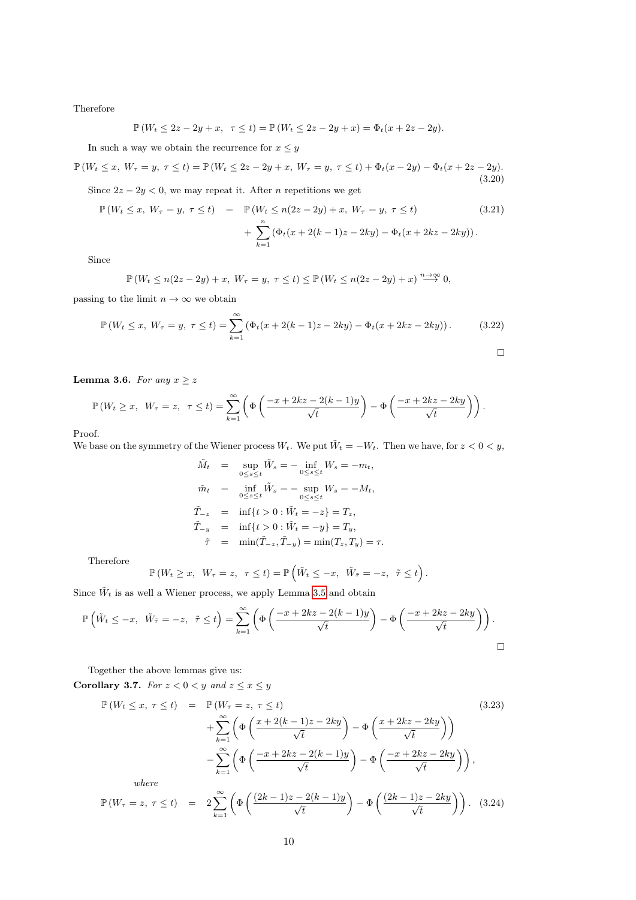Therefore

$$\mathbb{P}\left(W_t \le 2z - 2y + x,\ \ \tau \le t\right) = \mathbb{P}\left(W_t \le 2z - 2y + x\right) = \Phi_t(x + 2z - 2y).$$

In such a way we obtain the recurrence for $x \le y$

$$\mathbb{P}\left(W_t \le x,\ W_\tau = y,\ \tau \le t\right) = \mathbb{P}\left(W_t \le 2z - 2y + x,\ W_\tau = y,\ \tau \le t\right) + \Phi_t(x - 2y) - \Phi_t(x + 2z - 2y). \tag{3.20}$$

Since $2z - 2y < 0$, we may repeat it. After $n$ repetitions we get

$$\begin{aligned}\mathbb{P}\left(W_t \le x,\ W_\tau = y,\ \tau \le t\right) &= \mathbb{P}\left(W_t \le n(2z - 2y) + x,\ W_\tau = y,\ \tau \le t\right) \\ &\quad + \sum_{k=1}^{n} \left(\Phi_t(x + 2(k-1)z - 2ky) - \Phi_t(x + 2kz - 2ky)\right).\end{aligned} \tag{3.21}$$

Since

$$\mathbb{P}\left(W_t \le n(2z - 2y) + x,\ W_\tau = y,\ \tau \le t\right) \le \mathbb{P}\left(W_t \le n(2z - 2y) + x\right) \overset{n \to \infty}{\longrightarrow} 0,$$

passing to the limit $n \to \infty$ we obtain

$$\mathbb{P}\left(W_t \le x,\ W_\tau = y,\ \tau \le t\right) = \sum_{k=1}^{\infty} \left(\Phi_t(x + 2(k-1)z - 2ky) - \Phi_t(x + 2kz - 2ky)\right). \tag{3.22}$$

□

**Lemma 3.6.** *For any $x \ge z$*

$$\mathbb{P}\left(W_t \ge x,\ \ W_\tau = z,\ \ \tau \le t\right) = \sum_{k=1}^{\infty} \left(\Phi\left(\frac{-x + 2kz - 2(k-1)y}{\sqrt{t}}\right) - \Phi\left(\frac{-x + 2kz - 2ky}{\sqrt{t}}\right)\right).$$

Proof.
We base on the symmetry of the Wiener process $W_t$. We put $\tilde{W}_t = -W_t$. Then we have, for $z < 0 < y$,

$$\begin{aligned}\tilde{M}_t &= \sup_{0 \le s \le t} \tilde{W}_s = -\inf_{0 \le s \le t} W_s = -m_t, \\ \tilde{m}_t &= \inf_{0 \le s \le t} \tilde{W}_s = -\sup_{0 \le s \le t} W_s = -M_t, \\ \tilde{T}_{-z} &= \inf\{t > 0 : \tilde{W}_t = -z\} = T_z, \\ \tilde{T}_{-y} &= \inf\{t > 0 : \tilde{W}_t = -y\} = T_y, \\ \tilde{\tau} &= \min(\tilde{T}_{-z}, \tilde{T}_{-y}) = \min(T_z, T_y) = \tau.\end{aligned}$$

Therefore

$$\mathbb{P}\left(W_t \ge x,\ \ W_\tau = z,\ \ \tau \le t\right) = \mathbb{P}\left(\tilde{W}_t \le -x,\ \ \tilde{W}_{\tilde{\tau}} = -z,\ \ \tilde{\tau} \le t\right).$$

Since $\tilde{W}_t$ is as well a Wiener process, we apply Lemma 3.5 and obtain

$$\mathbb{P}\left(\tilde{W}_t \le -x,\ \ \tilde{W}_{\tilde{\tau}} = -z,\ \ \tilde{\tau} \le t\right) = \sum_{k=1}^{\infty} \left(\Phi\left(\frac{-x + 2kz - 2(k-1)y}{\sqrt{t}}\right) - \Phi\left(\frac{-x + 2kz - 2ky}{\sqrt{t}}\right)\right).$$

□

Together the above lemmas give us:

**Corollary 3.7.** *For $z < 0 < y$ and $z \le x \le y$*

$$\begin{aligned}\mathbb{P}\left(W_t \le x,\ \tau \le t\right) &= \mathbb{P}\left(W_\tau = z,\ \tau \le t\right) \\ &\quad + \sum_{k=1}^{\infty} \left(\Phi\left(\frac{x + 2(k-1)z - 2ky}{\sqrt{t}}\right) - \Phi\left(\frac{x + 2kz - 2ky}{\sqrt{t}}\right)\right) \\ &\quad - \sum_{k=1}^{\infty} \left(\Phi\left(\frac{-x + 2kz - 2(k-1)y}{\sqrt{t}}\right) - \Phi\left(\frac{-x + 2kz - 2ky}{\sqrt{t}}\right)\right),\end{aligned} \tag{3.23}$$

*where*

$$\mathbb{P}\left(W_\tau = z,\ \tau \le t\right) = 2\sum_{k=1}^{\infty} \left(\Phi\left(\frac{(2k-1)z - 2(k-1)y}{\sqrt{t}}\right) - \Phi\left(\frac{(2k-1)z - 2ky}{\sqrt{t}}\right)\right). \tag{3.24}$$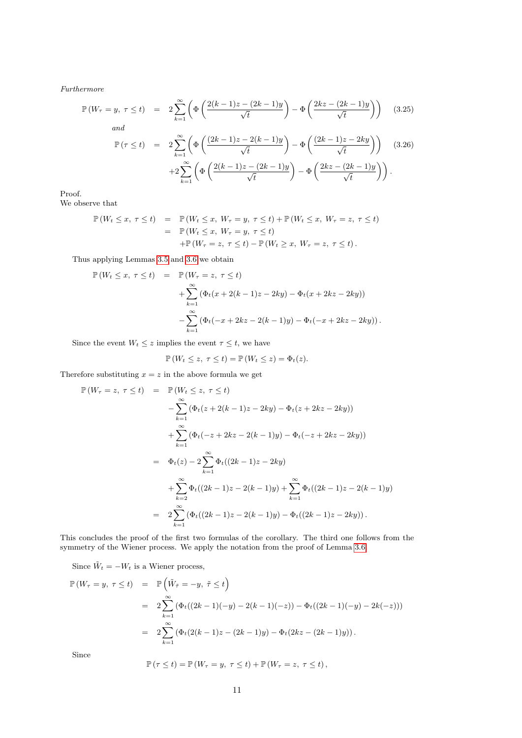*Furthermore*

$$\mathbb{P}\left(W_\tau = y,\ \tau \le t\right) = 2\sum_{k=1}^{\infty}\left(\Phi\left(\frac{2(k-1)z-(2k-1)y}{\sqrt{t}}\right) - \Phi\left(\frac{2kz-(2k-1)y}{\sqrt{t}}\right)\right) \quad (3.25)$$

*and*

$$\begin{aligned}\mathbb{P}\left(\tau \le t\right) &= 2\sum_{k=1}^{\infty}\left(\Phi\left(\frac{(2k-1)z-2(k-1)y}{\sqrt{t}}\right) - \Phi\left(\frac{(2k-1)z-2ky}{\sqrt{t}}\right)\right) \quad (3.26)\\ &\quad +2\sum_{k=1}^{\infty}\left(\Phi\left(\frac{2(k-1)z-(2k-1)y}{\sqrt{t}}\right) - \Phi\left(\frac{2kz-(2k-1)y}{\sqrt{t}}\right)\right).\end{aligned}$$

Proof.
We observe that

$$\begin{aligned}\mathbb{P}\left(W_t \le x,\ \tau \le t\right) &= \mathbb{P}\left(W_t \le x,\ W_\tau = y,\ \tau \le t\right) + \mathbb{P}\left(W_t \le x,\ W_\tau = z,\ \tau \le t\right)\\ &= \mathbb{P}\left(W_t \le x,\ W_\tau = y,\ \tau \le t\right)\\ &\quad +\mathbb{P}\left(W_\tau = z,\ \tau \le t\right) - \mathbb{P}\left(W_t \ge x,\ W_\tau = z,\ \tau \le t\right).\end{aligned}$$

Thus applying Lemmas 3.5 and 3.6 we obtain

$$\begin{aligned}\mathbb{P}\left(W_t \le x,\ \tau \le t\right) &= \mathbb{P}\left(W_\tau = z,\ \tau \le t\right)\\ &\quad +\sum_{k=1}^{\infty}\left(\Phi_t(x+2(k-1)z-2ky) - \Phi_t(x+2kz-2ky)\right)\\ &\quad -\sum_{k=1}^{\infty}\left(\Phi_t(-x+2kz-2(k-1)y) - \Phi_t(-x+2kz-2ky)\right).\end{aligned}$$

Since the event $W_t \le z$ implies the event $\tau \le t$, we have

$$\mathbb{P}\left(W_t \le z,\ \tau \le t\right) = \mathbb{P}\left(W_t \le z\right) = \Phi_t(z).$$

Therefore substituting $x = z$ in the above formula we get

$$\begin{aligned}\mathbb{P}\left(W_\tau = z,\ \tau \le t\right) &= \mathbb{P}\left(W_t \le z,\ \tau \le t\right)\\ &\quad -\sum_{k=1}^{\infty}\left(\Phi_t(z+2(k-1)z-2ky) - \Phi_t(z+2kz-2ky)\right)\\ &\quad +\sum_{k=1}^{\infty}\left(\Phi_t(-z+2kz-2(k-1)y) - \Phi_t(-z+2kz-2ky)\right)\\ &= \Phi_t(z) - 2\sum_{k=1}^{\infty}\Phi_t((2k-1)z-2ky)\\ &\quad +\sum_{k=2}^{\infty}\Phi_t((2k-1)z-2(k-1)y) + \sum_{k=1}^{\infty}\Phi_t((2k-1)z-2(k-1)y)\\ &= 2\sum_{k=1}^{\infty}\left(\Phi_t((2k-1)z-2(k-1)y) - \Phi_t((2k-1)z-2ky)\right).\end{aligned}$$

This concludes the proof of the first two formulas of the corollary. The third one follows from the symmetry of the Wiener process. We apply the notation from the proof of Lemma 3.6.

Since $\tilde{W}_t = -W_t$ is a Wiener process,

$$\begin{aligned}\mathbb{P}\left(W_\tau = y,\ \tau \le t\right) &= \mathbb{P}\left(\tilde{W}_{\tilde{\tau}} = -y,\ \tilde{\tau} \le t\right)\\ &= 2\sum_{k=1}^{\infty}\left(\Phi_t((2k-1)(-y)-2(k-1)(-z)) - \Phi_t((2k-1)(-y)-2k(-z))\right)\\ &= 2\sum_{k=1}^{\infty}\left(\Phi_t(2(k-1)z-(2k-1)y) - \Phi_t(2kz-(2k-1)y)\right).\end{aligned}$$

Since

$$\mathbb{P}\left(\tau \le t\right) = \mathbb{P}\left(W_\tau = y,\ \tau \le t\right) + \mathbb{P}\left(W_\tau = z,\ \tau \le t\right),$$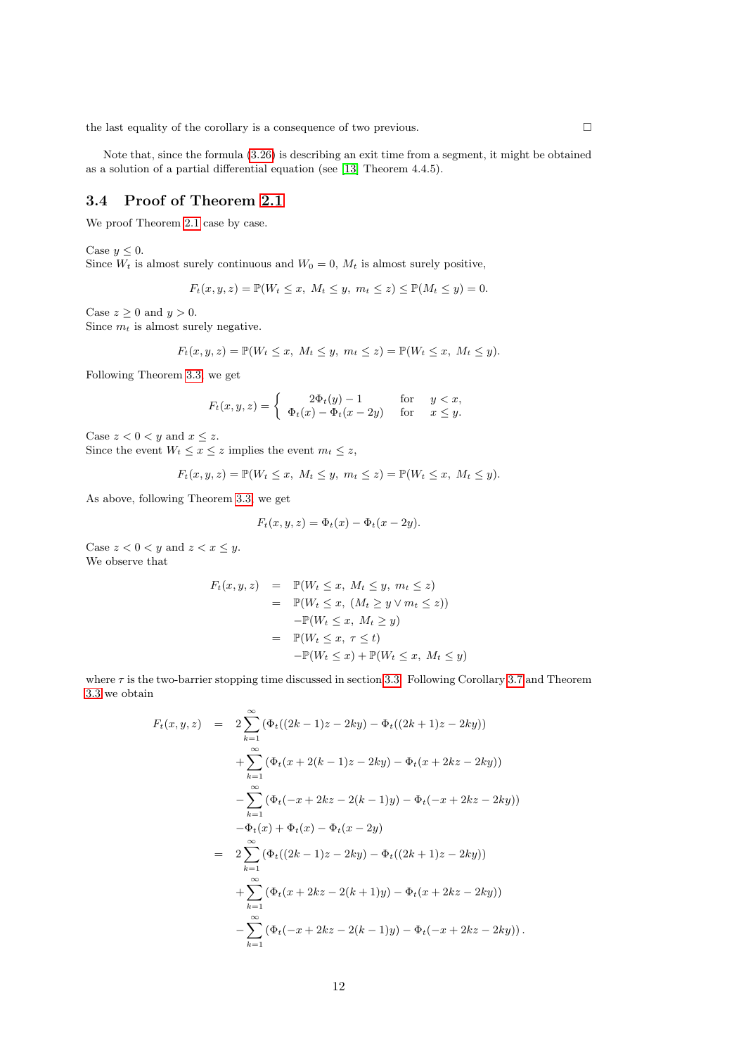the last equality of the corollary is a consequence of two previous. □

Note that, since the formula (3.26) is describing an exit time from a segment, it might be obtained as a solution of a partial differential equation (see [13] Theorem 4.4.5).

## 3.4 Proof of Theorem 2.1

We proof Theorem 2.1 case by case.

Case $y \leq 0$.
Since $W_t$ is almost surely continuous and $W_0 = 0$, $M_t$ is almost surely positive,

$$F_t(x, y, z) = \mathbb{P}(W_t \leq x,\ M_t \leq y,\ m_t \leq z) \leq \mathbb{P}(M_t \leq y) = 0.$$

Case $z \geq 0$ and $y > 0$.
Since $m_t$ is almost surely negative.

$$F_t(x, y, z) = \mathbb{P}(W_t \leq x,\ M_t \leq y,\ m_t \leq z) = \mathbb{P}(W_t \leq x,\ M_t \leq y).$$

Following Theorem 3.3 we get

$$F_t(x, y, z) = \begin{cases} 2\Phi_t(y) - 1 & \text{for} \quad y < x, \\ \Phi_t(x) - \Phi_t(x - 2y) & \text{for} \quad x \leq y. \end{cases}$$

Case $z < 0 < y$ and $x \leq z$.
Since the event $W_t \leq x \leq z$ implies the event $m_t \leq z$,

$$F_t(x, y, z) = \mathbb{P}(W_t \leq x,\ M_t \leq y,\ m_t \leq z) = \mathbb{P}(W_t \leq x,\ M_t \leq y).$$

As above, following Theorem 3.3 we get

$$F_t(x, y, z) = \Phi_t(x) - \Phi_t(x - 2y).$$

Case $z < 0 < y$ and $z < x \leq y$.
We observe that

$$\begin{aligned}
F_t(x, y, z) &= \mathbb{P}(W_t \leq x,\ M_t \leq y,\ m_t \leq z) \\
&= \mathbb{P}(W_t \leq x,\ (M_t \geq y \vee m_t \leq z)) \\
&\quad - \mathbb{P}(W_t \leq x,\ M_t \geq y) \\
&= \mathbb{P}(W_t \leq x,\ \tau \leq t) \\
&\quad - \mathbb{P}(W_t \leq x) + \mathbb{P}(W_t \leq x,\ M_t \leq y)
\end{aligned}$$

where $\tau$ is the two-barrier stopping time discussed in section 3.3. Following Corollary 3.7 and Theorem 3.3 we obtain

$$\begin{aligned}
F_t(x, y, z) &= 2\sum_{k=1}^{\infty} \left(\Phi_t((2k-1)z - 2ky) - \Phi_t((2k+1)z - 2ky)\right) \\
&\quad + \sum_{k=1}^{\infty} \left(\Phi_t(x + 2(k-1)z - 2ky) - \Phi_t(x + 2kz - 2ky)\right) \\
&\quad - \sum_{k=1}^{\infty} \left(\Phi_t(-x + 2kz - 2(k-1)y) - \Phi_t(-x + 2kz - 2ky)\right) \\
&\quad - \Phi_t(x) + \Phi_t(x) - \Phi_t(x - 2y) \\
&= 2\sum_{k=1}^{\infty} \left(\Phi_t((2k-1)z - 2ky) - \Phi_t((2k+1)z - 2ky)\right) \\
&\quad + \sum_{k=1}^{\infty} \left(\Phi_t(x + 2kz - 2(k+1)y) - \Phi_t(x + 2kz - 2ky)\right) \\
&\quad - \sum_{k=1}^{\infty} \left(\Phi_t(-x + 2kz - 2(k-1)y) - \Phi_t(-x + 2kz - 2ky)\right).
\end{aligned}$$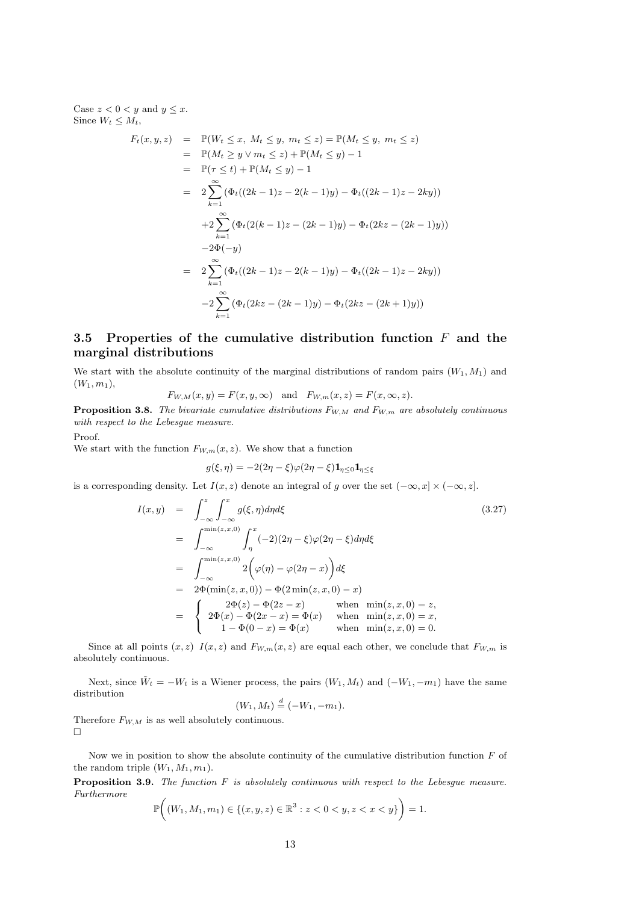Case $z < 0 < y$ and $y \leq x$.
Since $W_t \leq M_t$,

$$
\begin{aligned}
F_t(x,y,z) &= \mathbb{P}(W_t \leq x,\ M_t \leq y,\ m_t \leq z) = \mathbb{P}(M_t \leq y,\ m_t \leq z) \\
&= \mathbb{P}(M_t \geq y \vee m_t \leq z) + \mathbb{P}(M_t \leq y) - 1 \\
&= \mathbb{P}(\tau \leq t) + \mathbb{P}(M_t \leq y) - 1 \\
&= 2\sum_{k=1}^{\infty} \left(\Phi_t((2k-1)z - 2(k-1)y) - \Phi_t((2k-1)z - 2ky)\right) \\
&\quad + 2\sum_{k=1}^{\infty} \left(\Phi_t(2(k-1)z - (2k-1)y) - \Phi_t(2kz - (2k-1)y)\right) \\
&\quad - 2\Phi(-y) \\
&= 2\sum_{k=1}^{\infty} \left(\Phi_t((2k-1)z - 2(k-1)y) - \Phi_t((2k-1)z - 2ky)\right) \\
&\quad - 2\sum_{k=1}^{\infty} \left(\Phi_t(2kz - (2k-1)y) - \Phi_t(2kz - (2k+1)y)\right)
\end{aligned}
$$

## 3.5 Properties of the cumulative distribution function $F$ and the marginal distributions

We start with the absolute continuity of the marginal distributions of random pairs $(W_1, M_1)$ and $(W_1, m_1)$,

$$
F_{W,M}(x,y) = F(x,y,\infty) \quad \text{and} \quad F_{W,m}(x,z) = F(x,\infty,z).
$$

**Proposition 3.8.** *The bivariate cumulative distributions $F_{W,M}$ and $F_{W,m}$ are absolutely continuous with respect to the Lebesgue measure.*

Proof.
We start with the function $F_{W,m}(x,z)$. We show that a function

$$
g(\xi,\eta) = -2(2\eta - \xi)\varphi(2\eta - \xi)\mathbf{1}_{\eta \leq 0}\mathbf{1}_{\eta \leq \xi}
$$

is a corresponding density. Let $I(x,z)$ denote an integral of $g$ over the set $(-\infty, x] \times (-\infty, z]$.

$$
\begin{aligned}
I(x,y) &= \int_{-\infty}^{z}\int_{-\infty}^{x} g(\xi,\eta)\, d\eta\, d\xi \qquad (3.27)\\
&= \int_{-\infty}^{\min(z,x,0)}\int_{\eta}^{x} (-2)(2\eta - \xi)\varphi(2\eta - \xi)\, d\eta\, d\xi \\
&= \int_{-\infty}^{\min(z,x,0)} 2\Big(\varphi(\eta) - \varphi(2\eta - x)\Big) d\xi \\
&= 2\Phi(\min(z,x,0)) - \Phi(2\min(z,x,0) - x) \\
&= \begin{cases} 2\Phi(z) - \Phi(2z - x) & \text{when } \min(z,x,0) = z, \\ 2\Phi(x) - \Phi(2x - x) = \Phi(x) & \text{when } \min(z,x,0) = x, \\ 1 - \Phi(0 - x) = \Phi(x) & \text{when } \min(z,x,0) = 0. \end{cases}
\end{aligned}
$$

Since at all points $(x,z)$ $I(x,z)$ and $F_{W,m}(x,z)$ are equal each other, we conclude that $F_{W,m}$ is absolutely continuous.

Next, since $\tilde{W}_t = -W_t$ is a Wiener process, the pairs $(W_1, M_t)$ and $(-W_1, -m_1)$ have the same distribution

$$
(W_1, M_t) \stackrel{d}{=} (-W_1, -m_1).
$$

Therefore $F_{W,M}$ is as well absolutely continuous.
□

Now we in position to show the absolute continuity of the cumulative distribution function $F$ of the random triple $(W_1, M_1, m_1)$.

**Proposition 3.9.** *The function $F$ is absolutely continuous with respect to the Lebesgue measure. Furthermore*

$$
\mathbb{P}\Big((W_1, M_1, m_1) \in \{(x,y,z) \in \mathbb{R}^3 : z < 0 < y, z < x < y\}\Big) = 1.
$$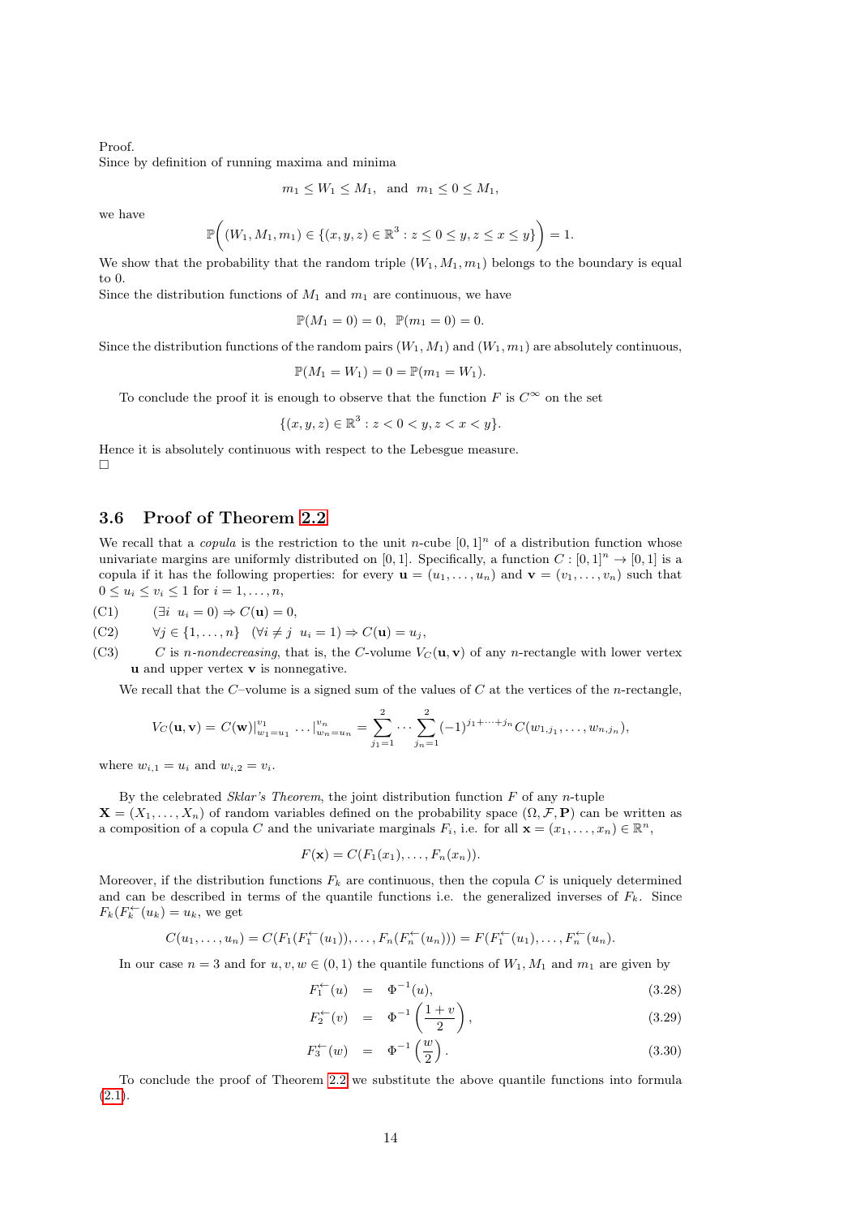Proof.
Since by definition of running maxima and minima

$$m_1 \le W_1 \le M_1, \ \text{ and } \ m_1 \le 0 \le M_1,$$

we have

$$\mathbb{P}\bigg( (W_1, M_1, m_1) \in \{(x, y, z) \in \mathbb{R}^3 : z \le 0 \le y, z \le x \le y\} \bigg) = 1.$$

We show that the probability that the random triple $(W_1, M_1, m_1)$ belongs to the boundary is equal to 0.
Since the distribution functions of $M_1$ and $m_1$ are continuous, we have

$$\mathbb{P}(M_1 = 0) = 0, \ \ \mathbb{P}(m_1 = 0) = 0.$$

Since the distribution functions of the random pairs $(W_1, M_1)$ and $(W_1, m_1)$ are absolutely continuous,

$$\mathbb{P}(M_1 = W_1) = 0 = \mathbb{P}(m_1 = W_1).$$

To conclude the proof it is enough to observe that the function $F$ is $C^\infty$ on the set

$$\{(x, y, z) \in \mathbb{R}^3 : z < 0 < y, z < x < y\}.$$

Hence it is absolutely continuous with respect to the Lebesgue measure.
□

### 3.6 Proof of Theorem 2.2

We recall that a *copula* is the restriction to the unit $n$-cube $[0,1]^n$ of a distribution function whose univariate margins are uniformly distributed on $[0,1]$. Specifically, a function $C : [0,1]^n \to [0,1]$ is a copula if it has the following properties: for every $\mathbf{u} = (u_1, \ldots, u_n)$ and $\mathbf{v} = (v_1, \ldots, v_n)$ such that $0 \le u_i \le v_i \le 1$ for $i = 1, \ldots, n$,

(C1) $(\exists i \ \ u_i = 0) \Rightarrow C(\mathbf{u}) = 0,$

(C2) $\forall j \in \{1, \ldots, n\} \ \ (\forall i \ne j \ \ u_i = 1) \Rightarrow C(\mathbf{u}) = u_j,$

(C3) $C$ is *n-nondecreasing*, that is, the $C$-volume $V_C(\mathbf{u}, \mathbf{v})$ of any $n$-rectangle with lower vertex $\mathbf{u}$ and upper vertex $\mathbf{v}$ is nonnegative.

We recall that the $C$–volume is a signed sum of the values of $C$ at the vertices of the $n$-rectangle,

$$V_C(\mathbf{u}, \mathbf{v}) = C(\mathbf{w})|_{w_1=u_1}^{v_1} \cdots |_{w_n=u_n}^{v_n} = \sum_{j_1=1}^{2} \cdots \sum_{j_n=1}^{2} (-1)^{j_1+\cdots+j_n} C(w_{1,j_1}, \ldots, w_{n,j_n}),$$

where $w_{i,1} = u_i$ and $w_{i,2} = v_i$.

By the celebrated *Sklar's Theorem*, the joint distribution function $F$ of any $n$-tuple $\mathbf{X} = (X_1, \ldots, X_n)$ of random variables defined on the probability space $(\Omega, \mathcal{F}, \mathbf{P})$ can be written as a composition of a copula $C$ and the univariate marginals $F_i$, i.e. for all $\mathbf{x} = (x_1, \ldots, x_n) \in \mathbb{R}^n$,

$$F(\mathbf{x}) = C(F_1(x_1), \ldots, F_n(x_n)).$$

Moreover, if the distribution functions $F_k$ are continuous, then the copula $C$ is uniquely determined and can be described in terms of the quantile functions i.e. the generalized inverses of $F_k$. Since $F_k(F_k^{\leftarrow}(u_k) = u_k$, we get

$$C(u_1, \ldots, u_n) = C(F_1(F_1^{\leftarrow}(u_1)), \ldots, F_n(F_n^{\leftarrow}(u_n))) = F(F_1^{\leftarrow}(u_1), \ldots, F_n^{\leftarrow}(u_n).$$

In our case $n = 3$ and for $u, v, w \in (0,1)$ the quantile functions of $W_1$, $M_1$ and $m_1$ are given by

$$F_1^{\leftarrow}(u) = \Phi^{-1}(u), \tag{3.28}$$

$$F_2^{\leftarrow}(v) = \Phi^{-1}\left(\frac{1+v}{2}\right), \tag{3.29}$$

$$F_3^{\leftarrow}(w) = \Phi^{-1}\left(\frac{w}{2}\right). \tag{3.30}$$

To conclude the proof of Theorem 2.2 we substitute the above quantile functions into formula (2.1).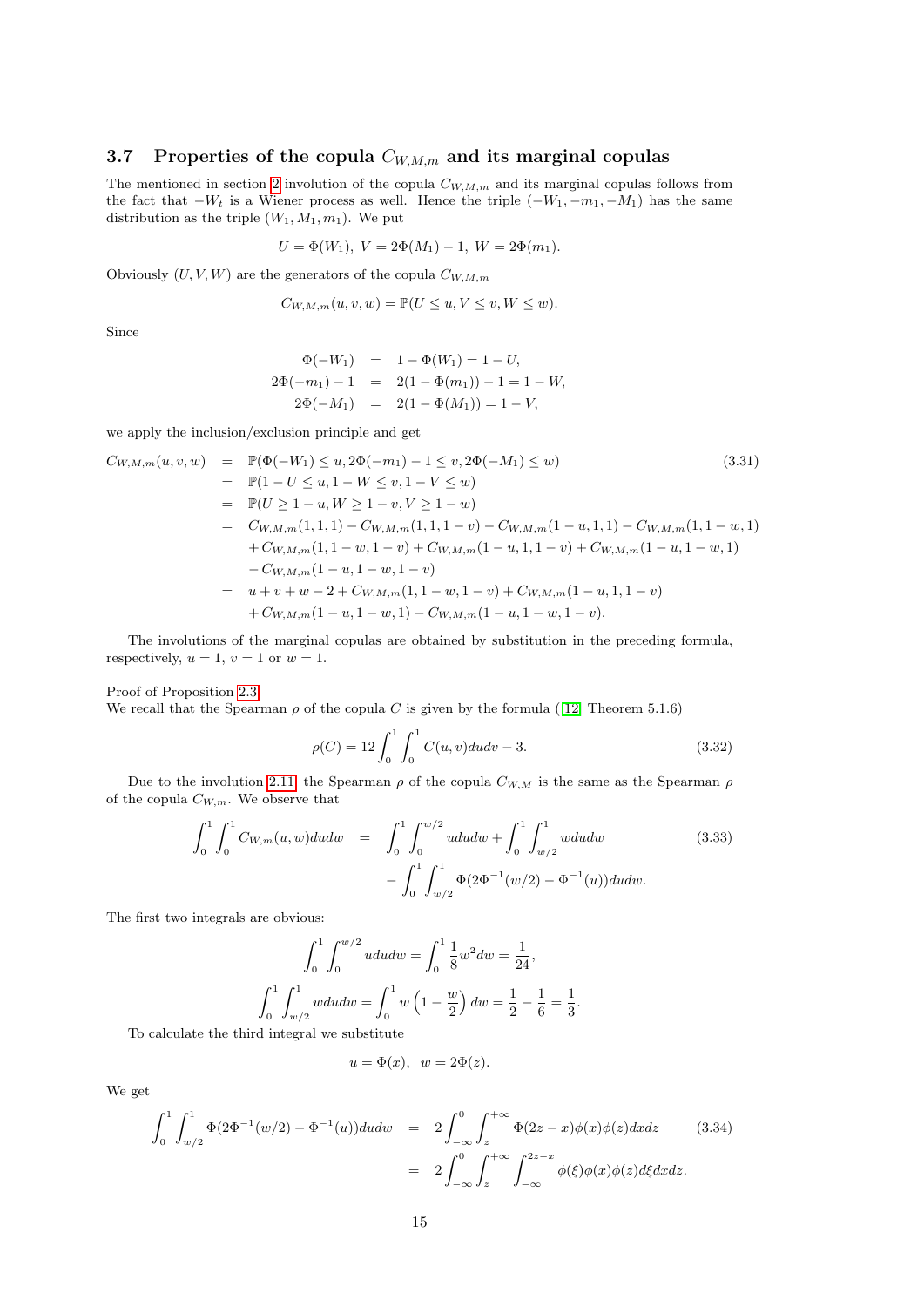### 3.7 Properties of the copula $C_{W,M,m}$ and its marginal copulas

The mentioned in section 2 involution of the copula $C_{W,M,m}$ and its marginal copulas follows from the fact that $-W_t$ is a Wiener process as well. Hence the triple $(-W_1, -m_1, -M_1)$ has the same distribution as the triple $(W_1, M_1, m_1)$. We put

$$U = \Phi(W_1),\ V = 2\Phi(M_1) - 1,\ W = 2\Phi(m_1).$$

Obviously $(U, V, W)$ are the generators of the copula $C_{W,M,m}$

$$C_{W,M,m}(u, v, w) = \mathbb{P}(U \leq u, V \leq v, W \leq w).$$

Since

$$\begin{aligned}
\Phi(-W_1) &= 1 - \Phi(W_1) = 1 - U, \\
2\Phi(-m_1) - 1 &= 2(1 - \Phi(m_1)) - 1 = 1 - W, \\
2\Phi(-M_1) &= 2(1 - \Phi(M_1)) = 1 - V,
\end{aligned}$$

we apply the inclusion/exclusion principle and get

$$\begin{aligned}
C_{W,M,m}(u, v, w) &= \mathbb{P}(\Phi(-W_1) \leq u, 2\Phi(-m_1) - 1 \leq v, 2\Phi(-M_1) \leq w) \qquad (3.31)\\
&= \mathbb{P}(1 - U \leq u, 1 - W \leq v, 1 - V \leq w) \\
&= \mathbb{P}(U \geq 1 - u, W \geq 1 - v, V \geq 1 - w) \\
&= C_{W,M,m}(1, 1, 1) - C_{W,M,m}(1, 1, 1 - v) - C_{W,M,m}(1 - u, 1, 1) - C_{W,M,m}(1, 1 - w, 1) \\
&\quad + C_{W,M,m}(1, 1 - w, 1 - v) + C_{W,M,m}(1 - u, 1, 1 - v) + C_{W,M,m}(1 - u, 1 - w, 1) \\
&\quad - C_{W,M,m}(1 - u, 1 - w, 1 - v) \\
&= u + v + w - 2 + C_{W,M,m}(1, 1 - w, 1 - v) + C_{W,M,m}(1 - u, 1, 1 - v) \\
&\quad + C_{W,M,m}(1 - u, 1 - w, 1) - C_{W,M,m}(1 - u, 1 - w, 1 - v).
\end{aligned}$$

The involutions of the marginal copulas are obtained by substitution in the preceding formula, respectively, $u = 1$, $v = 1$ or $w = 1$.

Proof of Proposition 2.3  
We recall that the Spearman $\rho$ of the copula $C$ is given by the formula ([12] Theorem 5.1.6)

$$\rho(C) = 12 \int_0^1 \int_0^1 C(u, v)\,du\,dv - 3. \qquad (3.32)$$

Due to the involution 2.11 the Spearman $\rho$ of the copula $C_{W,M}$ is the same as the Spearman $\rho$ of the copula $C_{W,m}$. We observe that

$$\begin{aligned}
\int_0^1 \int_0^1 C_{W,m}(u, w)\,du\,dw &= \int_0^1 \int_0^{w/2} u\,du\,dw + \int_0^1 \int_{w/2}^1 w\,du\,dw \qquad (3.33)\\
&\quad - \int_0^1 \int_{w/2}^1 \Phi(2\Phi^{-1}(w/2) - \Phi^{-1}(u))\,du\,dw.
\end{aligned}$$

The first two integrals are obvious:

$$\int_0^1 \int_0^{w/2} u\,du\,dw = \int_0^1 \frac{1}{8} w^2\,dw = \frac{1}{24},$$

$$\int_0^1 \int_{w/2}^1 w\,du\,dw = \int_0^1 w\left(1 - \frac{w}{2}\right) dw = \frac{1}{2} - \frac{1}{6} = \frac{1}{3}.$$

To calculate the third integral we substitute

$$u = \Phi(x), \quad w = 2\Phi(z).$$

We get

$$\begin{aligned}
\int_0^1 \int_{w/2}^1 \Phi(2\Phi^{-1}(w/2) - \Phi^{-1}(u))\,du\,dw &= 2 \int_{-\infty}^0 \int_z^{+\infty} \Phi(2z - x)\phi(x)\phi(z)\,dx\,dz \qquad (3.34)\\
&= 2 \int_{-\infty}^0 \int_z^{+\infty} \int_{-\infty}^{2z-x} \phi(\xi)\phi(x)\phi(z)\,d\xi\,dx\,dz.
\end{aligned}$$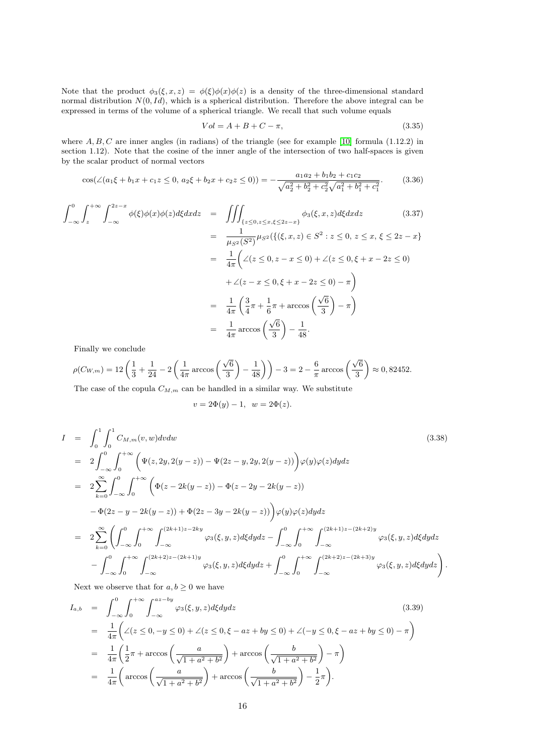Note that the product $\phi_3(\xi, x, z) = \phi(\xi)\phi(x)\phi(z)$ is a density of the three-dimensional standard normal distribution $N(0, Id)$, which is a spherical distribution. Therefore the above integral can be expressed in terms of the volume of a spherical triangle. We recall that such volume equals

$$Vol = A + B + C - \pi, \tag{3.35}$$

where $A, B, C$ are inner angles (in radians) of the triangle (see for example [10] formula (1.12.2) in section 1.12). Note that the cosine of the inner angle of the intersection of two half-spaces is given by the scalar product of normal vectors

$$\cos(\angle(a_1\xi + b_1x + c_1z \le 0,\ a_2\xi + b_2x + c_2z \le 0)) = -\frac{a_1a_2 + b_1b_2 + c_1c_2}{\sqrt{a_2^2 + b_2^2 + c_2^2}\sqrt{a_1^2 + b_1^2 + c_1^2}}. \tag{3.36}$$

$$\begin{aligned}
\int_{-\infty}^{0}\int_{z}^{+\infty}\int_{-\infty}^{2z-x} \phi(\xi)\phi(x)\phi(z)d\xi dx dz &= \iiint_{\{z\le 0, z\le x, \xi\le 2z-x\}} \phi_3(\xi, x, z)d\xi dx dz \qquad (3.37)\\
&= \frac{1}{\mu_{S^2}(S^2)}\mu_{S^2}(\{(\xi, x, z) \in S^2 : z \le 0,\ z \le x,\ \xi \le 2z - x\}\\
&= \frac{1}{4\pi}\Big(\angle(z \le 0, z - x \le 0) + \angle(z \le 0, \xi + x - 2z \le 0)\\
&\quad + \angle(z - x \le 0, \xi + x - 2z \le 0) - \pi\Big)\\
&= \frac{1}{4\pi}\left(\frac{3}{4}\pi + \frac{1}{6}\pi + \arccos\left(\frac{\sqrt{6}}{3}\right) - \pi\right)\\
&= \frac{1}{4\pi}\arccos\left(\frac{\sqrt{6}}{3}\right) - \frac{1}{48}.
\end{aligned}$$

Finally we conclude

$$\rho(C_{W,m}) = 12\left(\frac{1}{3} + \frac{1}{24} - 2\left(\frac{1}{4\pi}\arccos\left(\frac{\sqrt{6}}{3}\right) - \frac{1}{48}\right)\right) - 3 = 2 - \frac{6}{\pi}\arccos\left(\frac{\sqrt{6}}{3}\right) \approx 0,82452.$$

The case of the copula $C_{M,m}$ can be handled in a similar way. We substitute

$$v = 2\Phi(y) - 1, \quad w = 2\Phi(z).$$

$$\begin{aligned}
I &= \int_0^1\int_0^1 C_{M,m}(v, w)dvdw \qquad (3.38)\\
&= 2\int_{-\infty}^{0}\int_{0}^{+\infty}\Big(\Psi(z, 2y, 2(y - z)) - \Psi(2z - y, 2y, 2(y - z))\Big)\varphi(y)\varphi(z)dydz\\
&= 2\sum_{k=0}^{\infty}\int_{-\infty}^{0}\int_{0}^{+\infty}\Big(\Phi(z - 2k(y - z)) - \Phi(z - 2y - 2k(y - z))\\
&\quad - \Phi(2z - y - 2k(y - z)) + \Phi(2z - 3y - 2k(y - z))\Big)\varphi(y)\varphi(z)dydz\\
&= 2\sum_{k=0}^{\infty}\Bigg(\int_{-\infty}^{0}\int_{0}^{+\infty}\int_{-\infty}^{(2k+1)z-2ky}\varphi_3(\xi, y, z)d\xi dydz - \int_{-\infty}^{0}\int_{0}^{+\infty}\int_{-\infty}^{(2k+1)z-(2k+2)y}\varphi_3(\xi, y, z)d\xi dydz\\
&\quad - \int_{-\infty}^{0}\int_{0}^{+\infty}\int_{-\infty}^{(2k+2)z-(2k+1)y}\varphi_3(\xi, y, z)d\xi dydz + \int_{-\infty}^{0}\int_{0}^{+\infty}\int_{-\infty}^{(2k+2)z-(2k+3)y}\varphi_3(\xi, y, z)d\xi dydz\Bigg).
\end{aligned}$$

Next we observe that for $a, b \ge 0$ we have

$$\begin{aligned}
I_{a,b} &= \int_{-\infty}^{0}\int_{0}^{+\infty}\int_{-\infty}^{az-by}\varphi_3(\xi, y, z)d\xi dydz \qquad (3.39)\\
&= \frac{1}{4\pi}\Big(\angle(z \le 0, -y \le 0) + \angle(z \le 0, \xi - az + by \le 0) + \angle(-y \le 0, \xi - az + by \le 0) - \pi\Big)\\
&= \frac{1}{4\pi}\left(\frac{1}{2}\pi + \arccos\left(\frac{a}{\sqrt{1 + a^2 + b^2}}\right) + \arccos\left(\frac{b}{\sqrt{1 + a^2 + b^2}}\right) - \pi\right)\\
&= \frac{1}{4\pi}\left(\arccos\left(\frac{a}{\sqrt{1 + a^2 + b^2}}\right) + \arccos\left(\frac{b}{\sqrt{1 + a^2 + b^2}}\right) - \frac{1}{2}\pi\right).
\end{aligned}$$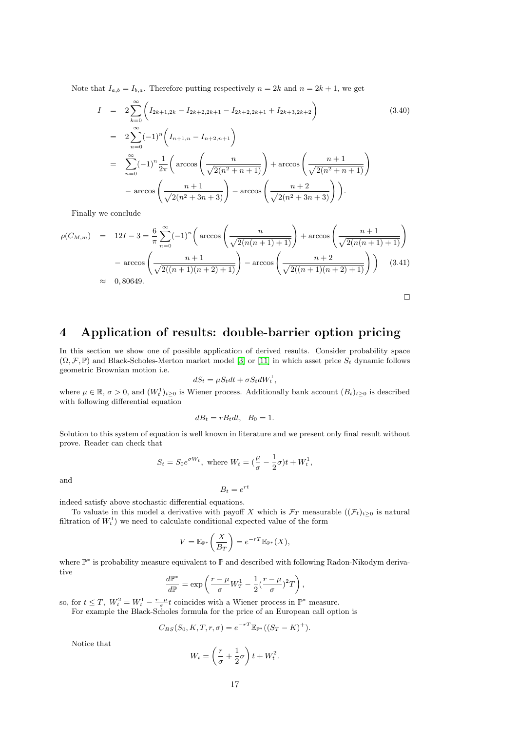Note that $I_{a,b} = I_{b,a}$. Therefore putting respectively $n = 2k$ and $n = 2k+1$, we get

$$
\begin{aligned}
I &= 2\sum_{k=0}^{\infty}\bigg(I_{2k+1,2k} - I_{2k+2,2k+1} - I_{2k+2,2k+1} + I_{2k+3,2k+2}\bigg) \qquad (3.40)\\
&= 2\sum_{n=0}^{\infty}(-1)^n\bigg(I_{n+1,n} - I_{n+2,n+1}\bigg)\\
&= \sum_{n=0}^{\infty}(-1)^n\frac{1}{2\pi}\bigg(\arccos\left(\frac{n}{\sqrt{2(n^2+n+1)}}\right) + \arccos\left(\frac{n+1}{\sqrt{2(n^2+n+1)}}\right)\\
&\quad - \arccos\left(\frac{n+1}{\sqrt{2(n^2+3n+3)}}\right) - \arccos\left(\frac{n+2}{\sqrt{2(n^2+3n+3)}}\right)\bigg).
\end{aligned}
$$

Finally we conclude

$$
\begin{aligned}
\rho(C_{M,m}) &= 12I - 3 = \frac{6}{\pi}\sum_{n=0}^{\infty}(-1)^n\bigg(\arccos\left(\frac{n}{\sqrt{2(n(n+1)+1)}}\right) + \arccos\left(\frac{n+1}{\sqrt{2(n(n+1)+1)}}\right)\\
&\quad - \arccos\left(\frac{n+1}{\sqrt{2((n+1)(n+2)+1)}}\right) - \arccos\left(\frac{n+2}{\sqrt{2((n+1)(n+2)+1)}}\right)\bigg) \qquad (3.41)\\
&\approx 0,80649.
\end{aligned}
$$

□

# 4 Application of results: double-barrier option pricing

In this section we show one of possible application of derived results. Consider probability space $(\Omega, \mathcal{F}, \mathbb{P})$ and Black-Scholes-Merton market model [3] or [11] in which asset price $S_t$ dynamic follows geometric Brownian motion i.e.

$$dS_t = \mu S_t dt + \sigma S_t dW_t^1,$$

where $\mu \in \mathbb{R}$, $\sigma > 0$, and $(W_t^1)_{t\geq 0}$ is Wiener process. Additionally bank account $(B_t)_{t\geq 0}$ is described with following differential equation

$$dB_t = rB_t dt, \quad B_0 = 1.$$

Solution to this system of equation is well known in literature and we present only final result without prove. Reader can check that

$$S_t = S_0 e^{\sigma W_t}, \text{ where } W_t = (\frac{\mu}{\sigma} - \frac{1}{2}\sigma)t + W_t^1,$$

and

$$B_t = e^{rt}$$

indeed satisfy above stochastic differential equations.

To valuate in this model a derivative with payoff $X$ which is $\mathcal{F}_T$ measurable ($(\mathcal{F}_t)_{t\geq 0}$ is natural filtration of $W_t^1$) we need to calculate conditional expected value of the form

$$V = \mathbb{E}_{\mathbb{P}^*}\left(\frac{X}{B_T}\right) = e^{-rT}\mathbb{E}_{\mathbb{P}^*}(X),$$

where $\mathbb{P}^*$ is probability measure equivalent to $\mathbb{P}$ and described with following Radon-Nikodym derivative

$$\frac{d\mathbb{P}^*}{d\mathbb{P}} = \exp\left(\frac{r-\mu}{\sigma}W_T^1 - \frac{1}{2}(\frac{r-\mu}{\sigma})^2 T\right),$$

so, for $t \leq T$, $W_t^2 = W_t^1 - \frac{r-\mu}{\sigma}t$ coincides with a Wiener process in $\mathbb{P}^*$ measure.

For example the Black-Scholes formula for the price of an European call option is

$$C_{BS}(S_0, K, T, r, \sigma) = e^{-rT}\mathbb{E}_{\mathbb{P}^*}((S_T - K)^+).$$

Notice that

$$W_t = \left(\frac{r}{\sigma} + \frac{1}{2}\sigma\right)t + W_t^2.$$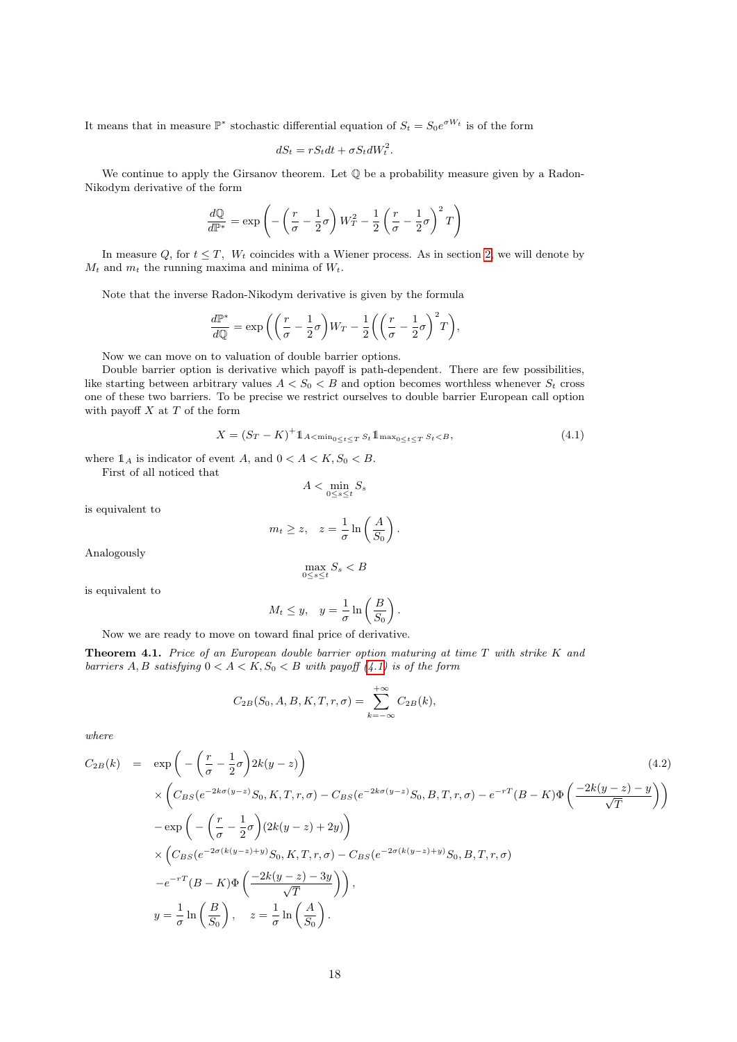It means that in measure $\mathbb{P}^*$ stochastic differential equation of $S_t = S_0 e^{\sigma W_t}$ is of the form

$$dS_t = rS_t dt + \sigma S_t dW_t^2.$$

We continue to apply the Girsanov theorem. Let $\mathbb{Q}$ be a probability measure given by a Radon-Nikodym derivative of the form

$$\frac{d\mathbb{Q}}{d\mathbb{P}^*} = \exp\left( -\left(\frac{r}{\sigma} - \frac{1}{2}\sigma\right) W_T^2 - \frac{1}{2}\left(\frac{r}{\sigma} - \frac{1}{2}\sigma\right)^2 T \right)$$

In measure $Q$, for $t \le T$, $W_t$ coincides with a Wiener process. As in section 2, we will denote by $M_t$ and $m_t$ the running maxima and minima of $W_t$.

Note that the inverse Radon-Nikodym derivative is given by the formula

$$\frac{d\mathbb{P}^*}{d\mathbb{Q}} = \exp\left( \left(\frac{r}{\sigma} - \frac{1}{2}\sigma\right) W_T - \frac{1}{2}\left(\left(\frac{r}{\sigma} - \frac{1}{2}\sigma\right)^2 T\right) \right),$$

Now we can move on to valuation of double barrier options.

Double barrier option is derivative which payoff is path-dependent. There are few possibilities, like starting between arbitrary values $A < S_0 < B$ and option becomes worthless whenever $S_t$ cross one of these two barriers. To be precise we restrict ourselves to double barrier European call option with payoff $X$ at $T$ of the form

$$X = (S_T - K)^+ \mathbb{1}_{A < \min_{0\le t\le T} S_t} \mathbb{1}_{\max_{0\le t\le T} S_t < B}, \tag{4.1}$$

where $\mathbb{1}_A$ is indicator of event $A$, and $0 < A < K, S_0 < B$.

First of all noticed that

$$A < \min_{0\le s\le t} S_s$$

is equivalent to

$$m_t \ge z, \quad z = \frac{1}{\sigma}\ln\left(\frac{A}{S_0}\right).$$

Analogously

$$\max_{0\le s\le t} S_s < B$$

is equivalent to

$$M_t \le y, \quad y = \frac{1}{\sigma}\ln\left(\frac{B}{S_0}\right).$$

Now we are ready to move on toward final price of derivative.

**Theorem 4.1.** *Price of an European double barrier option maturing at time $T$ with strike $K$ and barriers $A, B$ satisfying $0 < A < K, S_0 < B$ with payoff (4.1) is of the form*

$$C_{2B}(S_0, A, B, K, T, r, \sigma) = \sum_{k=-\infty}^{+\infty} C_{2B}(k),$$

*where*

$$\begin{aligned}
C_{2B}(k) \;=\;& \exp\left( -\left(\frac{r}{\sigma} - \frac{1}{2}\sigma\right) 2k(y-z) \right) \\
&\times \left( C_{BS}(e^{-2k\sigma(y-z)} S_0, K, T, r, \sigma) - C_{BS}(e^{-2k\sigma(y-z)} S_0, B, T, r, \sigma) - e^{-rT}(B-K)\Phi\left(\frac{-2k(y-z) - y}{\sqrt{T}}\right) \right) \\
&- \exp\left( -\left(\frac{r}{\sigma} - \frac{1}{2}\sigma\right)(2k(y-z) + 2y) \right) \\
&\times \Big( C_{BS}(e^{-2\sigma(k(y-z)+y)} S_0, K, T, r, \sigma) - C_{BS}(e^{-2\sigma(k(y-z)+y)} S_0, B, T, r, \sigma) \\
&- e^{-rT}(B-K)\Phi\left(\frac{-2k(y-z) - 3y}{\sqrt{T}}\right) \Big), \\
& y = \frac{1}{\sigma}\ln\left(\frac{B}{S_0}\right), \quad z = \frac{1}{\sigma}\ln\left(\frac{A}{S_0}\right).
\end{aligned} \tag{4.2}$$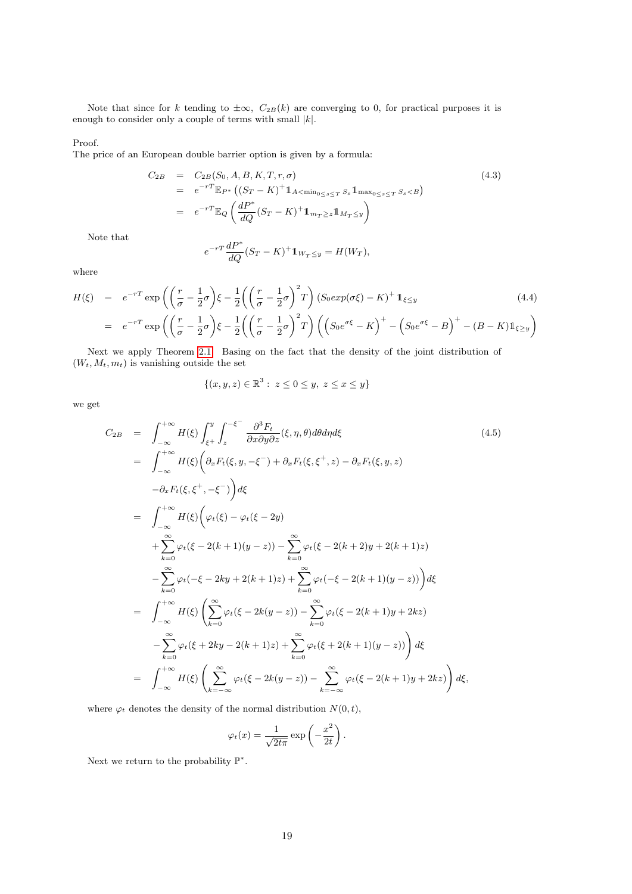Note that since for $k$ tending to $\pm\infty$, $C_{2B}(k)$ are converging to 0, for practical purposes it is enough to consider only a couple of terms with small $|k|$.

Proof.
The price of an European double barrier option is given by a formula:

$$
\begin{aligned}
C_{2B} &= C_{2B}(S_0, A, B, K, T, r, \sigma) \qquad (4.3)\\
&= e^{-rT}\mathbb{E}_{P^*}\left((S_T - K)^+ \mathbb{1}_{A<\min_{0\le s\le T} S_s}\mathbb{1}_{\max_{0\le s\le T} S_s < B}\right)\\
&= e^{-rT}\mathbb{E}_Q\left(\frac{dP^*}{dQ}(S_T - K)^+ \mathbb{1}_{m_T \ge z}\mathbb{1}_{M_T\le y}\right)
\end{aligned}
$$

Note that

$$
e^{-rT}\frac{dP^*}{dQ}(S_T - K)^+ \mathbb{1}_{W_T\le y} = H(W_T),
$$

where

$$
\begin{aligned}
H(\xi) &= e^{-rT}\exp\left(\left(\frac{r}{\sigma}-\frac{1}{2}\sigma\right)\xi - \frac{1}{2}\left(\left(\frac{r}{\sigma}-\frac{1}{2}\sigma\right)^2 T\right)(S_0 exp(\sigma\xi) - K)^+ \mathbb{1}_{\xi\le y}\right. \qquad (4.4)\\
&= e^{-rT}\exp\left(\left(\frac{r}{\sigma}-\frac{1}{2}\sigma\right)\xi - \frac{1}{2}\left(\left(\frac{r}{\sigma}-\frac{1}{2}\sigma\right)^2 T\right)\left(\left(S_0 e^{\sigma\xi} - K\right)^+ - \left(S_0 e^{\sigma\xi} - B\right)^+ - (B-K)\mathbb{1}_{\xi\ge y}\right)\right.
\end{aligned}
$$

Next we apply Theorem 2.1. Basing on the fact that the density of the joint distribution of $(W_t, M_t, m_t)$ is vanishing outside the set

$$
\{(x,y,z)\in\mathbb{R}^3:\ z\le 0\le y,\ z\le x\le y\}
$$

we get

$$
\begin{aligned}
C_{2B} &= \int_{-\infty}^{+\infty} H(\xi)\int_{\xi^+}^{y}\int_{z}^{-\xi^-}\frac{\partial^3 F_t}{\partial x\partial y\partial z}(\xi,\eta,\theta)\,d\theta\, d\eta\, d\xi \qquad (4.5)\\
&= \int_{-\infty}^{+\infty} H(\xi)\Big(\partial_x F_t(\xi, y, -\xi^-) + \partial_x F_t(\xi,\xi^+, z) - \partial_x F_t(\xi, y, z)\\
&\quad -\partial_x F_t(\xi,\xi^+,-\xi^-)\Big)d\xi\\
&= \int_{-\infty}^{+\infty} H(\xi)\Big(\varphi_t(\xi) - \varphi_t(\xi - 2y)\\
&\quad + \sum_{k=0}^{\infty}\varphi_t(\xi - 2(k+1)(y-z)) - \sum_{k=0}^{\infty}\varphi_t(\xi - 2(k+2)y + 2(k+1)z)\\
&\quad - \sum_{k=0}^{\infty}\varphi_t(-\xi - 2ky + 2(k+1)z) + \sum_{k=0}^{\infty}\varphi_t(-\xi - 2(k+1)(y-z))\Big)d\xi\\
&= \int_{-\infty}^{+\infty} H(\xi)\left(\sum_{k=0}^{\infty}\varphi_t(\xi - 2k(y-z)) - \sum_{k=0}^{\infty}\varphi_t(\xi - 2(k+1)y + 2kz)\right.\\
&\quad \left. - \sum_{k=0}^{\infty}\varphi_t(\xi + 2ky - 2(k+1)z) + \sum_{k=0}^{\infty}\varphi_t(\xi + 2(k+1)(y-z))\right)d\xi\\
&= \int_{-\infty}^{+\infty} H(\xi)\left(\sum_{k=-\infty}^{\infty}\varphi_t(\xi - 2k(y-z)) - \sum_{k=-\infty}^{\infty}\varphi_t(\xi - 2(k+1)y + 2kz)\right)d\xi,
\end{aligned}
$$

where $\varphi_t$ denotes the density of the normal distribution $N(0,t)$,

$$
\varphi_t(x) = \frac{1}{\sqrt{2t\pi}}\exp\left(-\frac{x^2}{2t}\right).
$$

Next we return to the probability $\mathbb{P}^*$.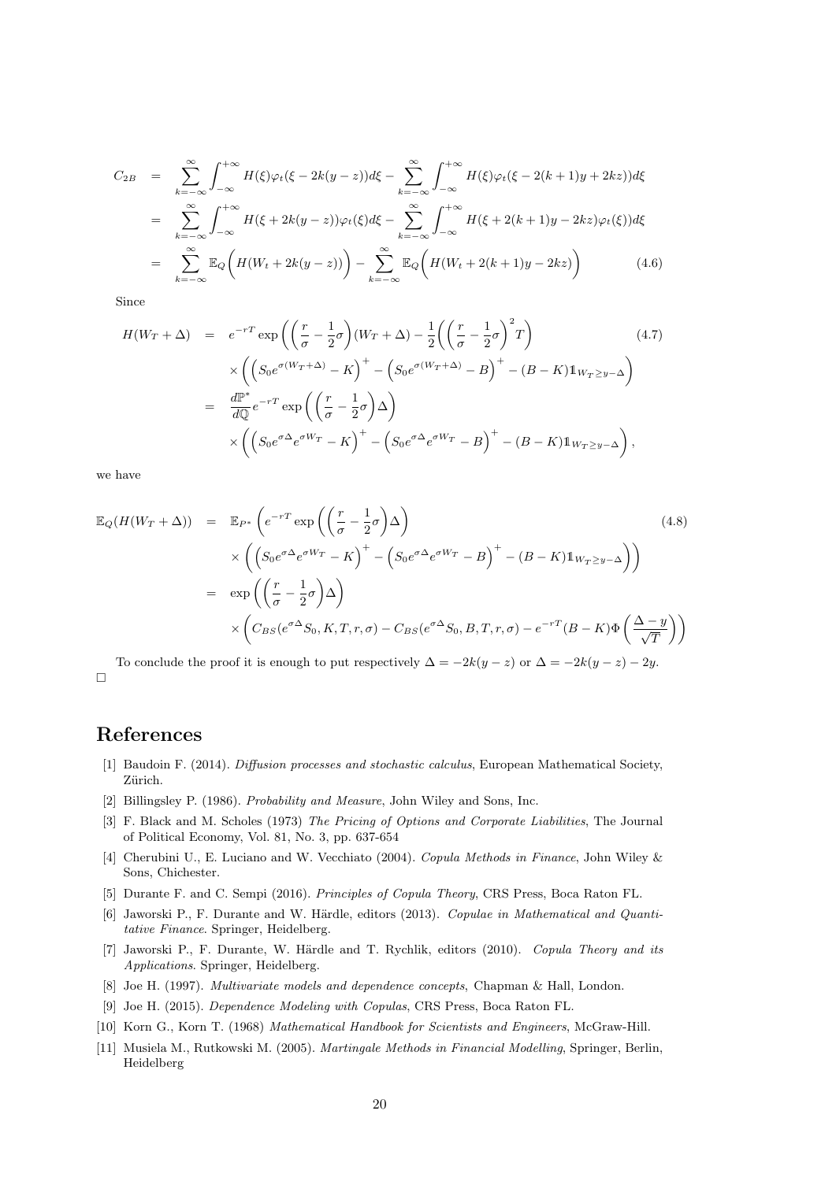$$
\begin{aligned}
C_{2B} &= \sum_{k=-\infty}^{\infty} \int_{-\infty}^{+\infty} H(\xi)\varphi_t(\xi - 2k(y-z))d\xi - \sum_{k=-\infty}^{\infty} \int_{-\infty}^{+\infty} H(\xi)\varphi_t(\xi - 2(k+1)y + 2kz))d\xi \\
&= \sum_{k=-\infty}^{\infty} \int_{-\infty}^{+\infty} H(\xi + 2k(y-z))\varphi_t(\xi)d\xi - \sum_{k=-\infty}^{\infty} \int_{-\infty}^{+\infty} H(\xi + 2(k+1)y - 2kz)\varphi_t(\xi))d\xi \\
&= \sum_{k=-\infty}^{\infty} \mathbb{E}_Q\Big(H(W_t + 2k(y-z))\Big) - \sum_{k=-\infty}^{\infty} \mathbb{E}_Q\Big(H(W_t + 2(k+1)y - 2kz)\Big) \qquad (4.6)
\end{aligned}
$$

Since

$$
\begin{aligned}
H(W_T + \Delta) &= e^{-rT}\exp\bigg(\Big(\frac{r}{\sigma} - \frac{1}{2}\sigma\Big)(W_T + \Delta) - \frac{1}{2}\bigg(\Big(\frac{r}{\sigma} - \frac{1}{2}\sigma\Big)^2 T\bigg) \qquad (4.7) \\
&\quad \times \bigg(\Big(S_0 e^{\sigma(W_T+\Delta)} - K\Big)^+ - \Big(S_0 e^{\sigma(W_T+\Delta)} - B\Big)^+ - (B-K)\mathbb{1}_{W_T \geq y-\Delta}\bigg) \\
&= \frac{d\mathbb{P}^*}{d\mathbb{Q}} e^{-rT}\exp\bigg(\Big(\frac{r}{\sigma} - \frac{1}{2}\sigma\Big)\Delta\bigg) \\
&\quad \times \bigg(\Big(S_0 e^{\sigma\Delta}e^{\sigma W_T} - K\Big)^+ - \Big(S_0 e^{\sigma\Delta}e^{\sigma W_T} - B\Big)^+ - (B-K)\mathbb{1}_{W_T \geq y-\Delta}\bigg),
\end{aligned}
$$

we have

$$
\begin{aligned}
\mathbb{E}_Q(H(W_T + \Delta)) &= \mathbb{E}_{P^*}\bigg(e^{-rT}\exp\bigg(\Big(\frac{r}{\sigma} - \frac{1}{2}\sigma\Big)\Delta\bigg) \qquad (4.8) \\
&\quad \times \bigg(\Big(S_0 e^{\sigma\Delta}e^{\sigma W_T} - K\Big)^+ - \Big(S_0 e^{\sigma\Delta}e^{\sigma W_T} - B\Big)^+ - (B-K)\mathbb{1}_{W_T \geq y-\Delta}\bigg)\bigg) \\
&= \exp\bigg(\Big(\frac{r}{\sigma} - \frac{1}{2}\sigma\Big)\Delta\bigg) \\
&\quad \times \bigg(C_{BS}(e^{\sigma\Delta}S_0, K, T, r, \sigma) - C_{BS}(e^{\sigma\Delta}S_0, B, T, r, \sigma) - e^{-rT}(B-K)\Phi\Big(\frac{\Delta - y}{\sqrt{T}}\Big)\bigg)
\end{aligned}
$$

To conclude the proof it is enough to put respectively $\Delta = -2k(y-z)$ or $\Delta = -2k(y-z) - 2y$.
□

# References

[1] Baudoin F. (2014). *Diffusion processes and stochastic calculus*, European Mathematical Society, Zürich.

[2] Billingsley P. (1986). *Probability and Measure*, John Wiley and Sons, Inc.

[3] F. Black and M. Scholes (1973) *The Pricing of Options and Corporate Liabilities*, The Journal of Political Economy, Vol. 81, No. 3, pp. 637-654

[4] Cherubini U., E. Luciano and W. Vecchiato (2004). *Copula Methods in Finance*, John Wiley & Sons, Chichester.

[5] Durante F. and C. Sempi (2016). *Principles of Copula Theory*, CRS Press, Boca Raton FL.

[6] Jaworski P., F. Durante and W. Härdle, editors (2013). *Copulae in Mathematical and Quantitative Finance*. Springer, Heidelberg.

[7] Jaworski P., F. Durante, W. Härdle and T. Rychlik, editors (2010). *Copula Theory and its Applications*. Springer, Heidelberg.

[8] Joe H. (1997). *Multivariate models and dependence concepts*, Chapman & Hall, London.

[9] Joe H. (2015). *Dependence Modeling with Copulas*, CRS Press, Boca Raton FL.

[10] Korn G., Korn T. (1968) *Mathematical Handbook for Scientists and Engineers*, McGraw-Hill.

[11] Musiela M., Rutkowski M. (2005). *Martingale Methods in Financial Modelling*, Springer, Berlin, Heidelberg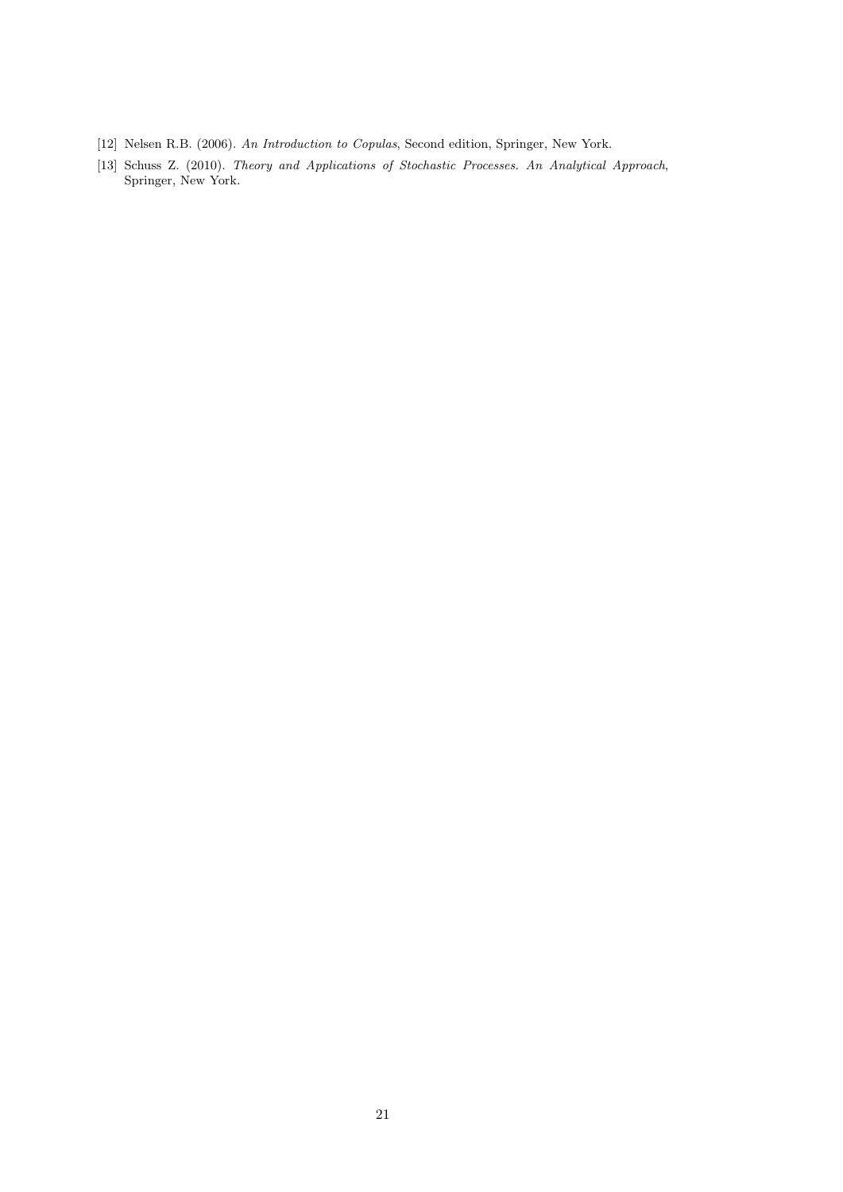[12] Nelsen R.B. (2006). *An Introduction to Copulas*, Second edition, Springer, New York.

[13] Schuss Z. (2010). *Theory and Applications of Stochastic Processes. An Analytical Approach*, Springer, New York.